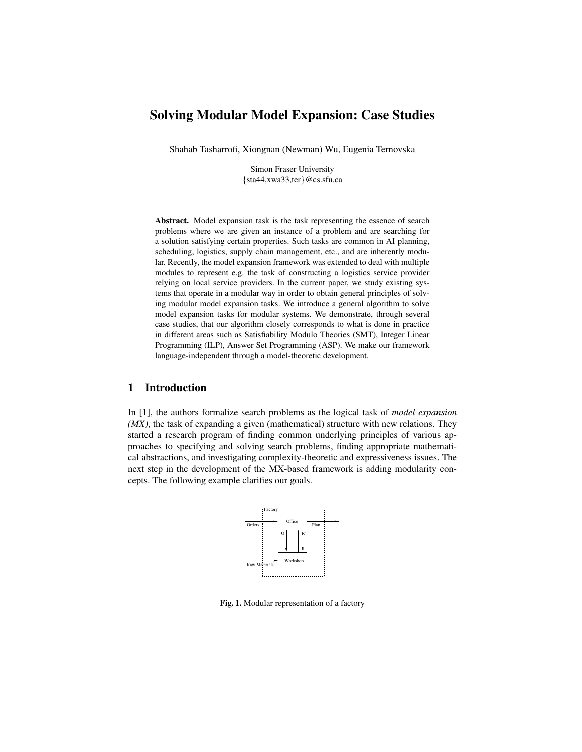# Solving Modular Model Expansion: Case Studies

Shahab Tasharrofi, Xiongnan (Newman) Wu, Eugenia Ternovska

Simon Fraser University
{sta44,xwa33,ter}@cs.sfu.ca

**Abstract.** Model expansion task is the task representing the essence of search problems where we are given an instance of a problem and are searching for a solution satisfying certain properties. Such tasks are common in AI planning, scheduling, logistics, supply chain management, etc., and are inherently modular. Recently, the model expansion framework was extended to deal with multiple modules to represent e.g. the task of constructing a logistics service provider relying on local service providers. In the current paper, we study existing systems that operate in a modular way in order to obtain general principles of solving modular model expansion tasks. We introduce a general algorithm to solve model expansion tasks for modular systems. We demonstrate, through several case studies, that our algorithm closely corresponds to what is done in practice in different areas such as Satisfiability Modulo Theories (SMT), Integer Linear Programming (ILP), Answer Set Programming (ASP). We make our framework language-independent through a model-theoretic development.

## 1 Introduction

In [1], the authors formalize search problems as the logical task of *model expansion (MX)*, the task of expanding a given (mathematical) structure with new relations. They started a research program of finding common underlying principles of various approaches to specifying and solving search problems, finding appropriate mathematical abstractions, and investigating complexity-theoretic and expressiveness issues. The next step in the development of the MX-based framework is adding modularity concepts. The following example clarifies our goals.

**Fig. 1.** Modular representation of a factory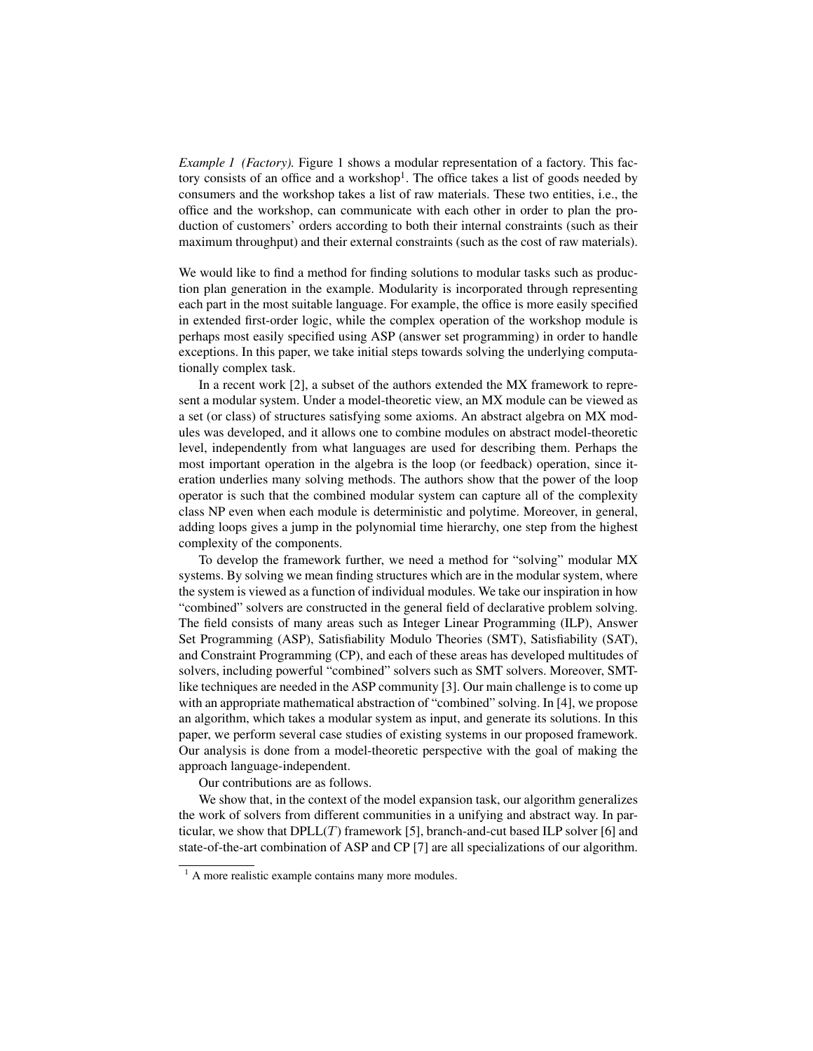*Example 1 (Factory).* Figure 1 shows a modular representation of a factory. This factory consists of an office and a workshop[1]. The office takes a list of goods needed by consumers and the workshop takes a list of raw materials. These two entities, i.e., the office and the workshop, can communicate with each other in order to plan the production of customers' orders according to both their internal constraints (such as their maximum throughput) and their external constraints (such as the cost of raw materials).

We would like to find a method for finding solutions to modular tasks such as production plan generation in the example. Modularity is incorporated through representing each part in the most suitable language. For example, the office is more easily specified in extended first-order logic, while the complex operation of the workshop module is perhaps most easily specified using ASP (answer set programming) in order to handle exceptions. In this paper, we take initial steps towards solving the underlying computationally complex task.

In a recent work [2], a subset of the authors extended the MX framework to represent a modular system. Under a model-theoretic view, an MX module can be viewed as a set (or class) of structures satisfying some axioms. An abstract algebra on MX modules was developed, and it allows one to combine modules on abstract model-theoretic level, independently from what languages are used for describing them. Perhaps the most important operation in the algebra is the loop (or feedback) operation, since iteration underlies many solving methods. The authors show that the power of the loop operator is such that the combined modular system can capture all of the complexity class NP even when each module is deterministic and polytime. Moreover, in general, adding loops gives a jump in the polynomial time hierarchy, one step from the highest complexity of the components.

To develop the framework further, we need a method for "solving" modular MX systems. By solving we mean finding structures which are in the modular system, where the system is viewed as a function of individual modules. We take our inspiration in how "combined" solvers are constructed in the general field of declarative problem solving. The field consists of many areas such as Integer Linear Programming (ILP), Answer Set Programming (ASP), Satisfiability Modulo Theories (SMT), Satisfiability (SAT), and Constraint Programming (CP), and each of these areas has developed multitudes of solvers, including powerful "combined" solvers such as SMT solvers. Moreover, SMT-like techniques are needed in the ASP community [3]. Our main challenge is to come up with an appropriate mathematical abstraction of "combined" solving. In [4], we propose an algorithm, which takes a modular system as input, and generate its solutions. In this paper, we perform several case studies of existing systems in our proposed framework. Our analysis is done from a model-theoretic perspective with the goal of making the approach language-independent.

Our contributions are as follows.

We show that, in the context of the model expansion task, our algorithm generalizes the work of solvers from different communities in a unifying and abstract way. In particular, we show that DPLL($T$) framework [5], branch-and-cut based ILP solver [6] and state-of-the-art combination of ASP and CP [7] are all specializations of our algorithm.

[1] A more realistic example contains many more modules.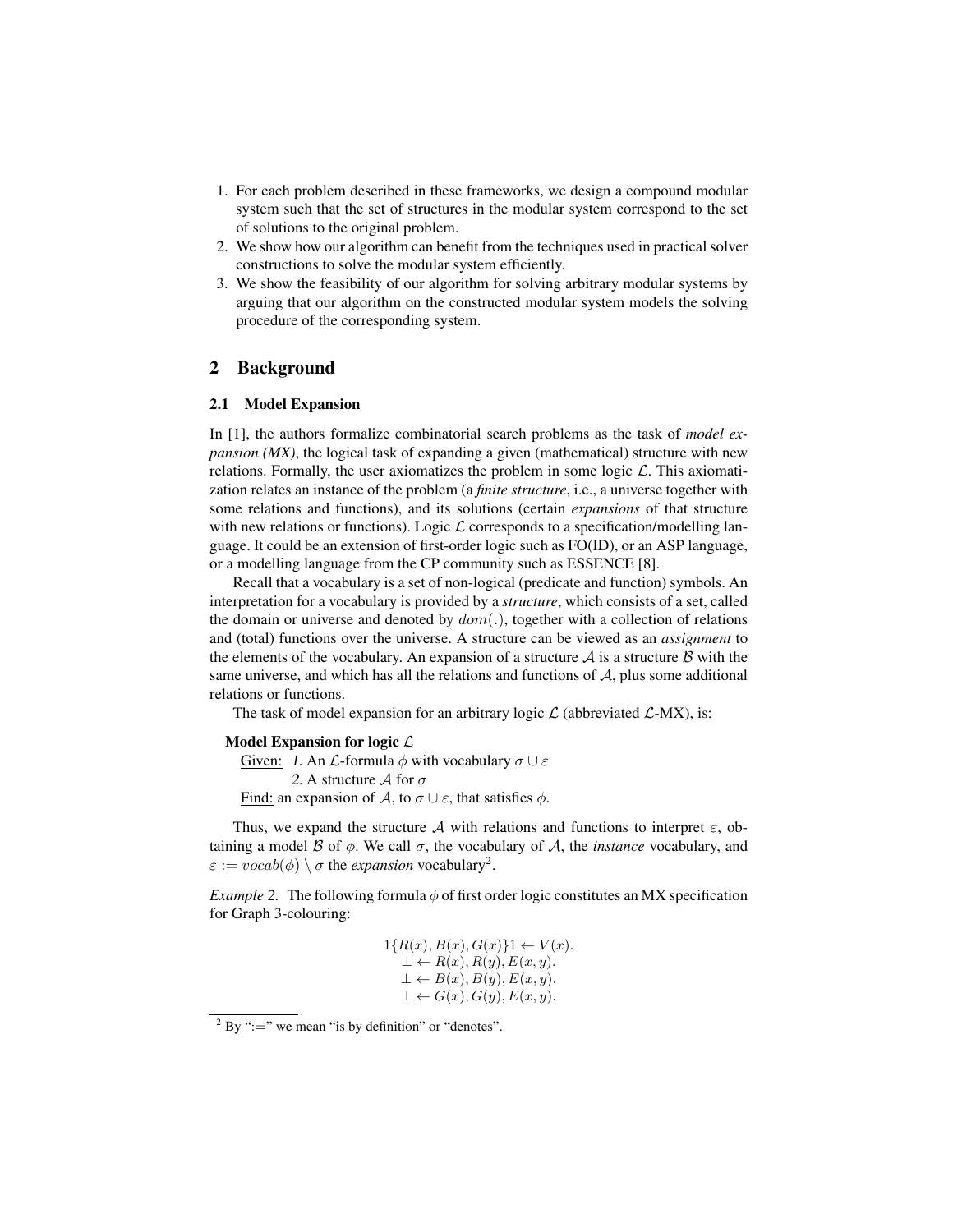1. For each problem described in these frameworks, we design a compound modular system such that the set of structures in the modular system correspond to the set of solutions to the original problem.
2. We show how our algorithm can benefit from the techniques used in practical solver constructions to solve the modular system efficiently.
3. We show the feasibility of our algorithm for solving arbitrary modular systems by arguing that our algorithm on the constructed modular system models the solving procedure of the corresponding system.

## 2 Background

### 2.1 Model Expansion

In [1], the authors formalize combinatorial search problems as the task of *model expansion (MX)*, the logical task of expanding a given (mathematical) structure with new relations. Formally, the user axiomatizes the problem in some logic $\mathcal{L}$. This axiomatization relates an instance of the problem (a *finite structure*, i.e., a universe together with some relations and functions), and its solutions (certain *expansions* of that structure with new relations or functions). Logic $\mathcal{L}$ corresponds to a specification/modelling language. It could be an extension of first-order logic such as FO(ID), or an ASP language, or a modelling language from the CP community such as ESSENCE [8].

Recall that a vocabulary is a set of non-logical (predicate and function) symbols. An interpretation for a vocabulary is provided by a *structure*, which consists of a set, called the domain or universe and denoted by $dom(.)$, together with a collection of relations and (total) functions over the universe. A structure can be viewed as an *assignment* to the elements of the vocabulary. An expansion of a structure $\mathcal{A}$ is a structure $\mathcal{B}$ with the same universe, and which has all the relations and functions of $\mathcal{A}$, plus some additional relations or functions.

The task of model expansion for an arbitrary logic $\mathcal{L}$ (abbreviated $\mathcal{L}$-MX), is:

**Model Expansion for logic $\mathcal{L}$**

<u>Given:</u> *1.* An $\mathcal{L}$-formula $\phi$ with vocabulary $\sigma \cup \varepsilon$

*2.* A structure $\mathcal{A}$ for $\sigma$

<u>Find:</u> an expansion of $\mathcal{A}$, to $\sigma \cup \varepsilon$, that satisfies $\phi$.

Thus, we expand the structure $\mathcal{A}$ with relations and functions to interpret $\varepsilon$, obtaining a model $\mathcal{B}$ of $\phi$. We call $\sigma$, the vocabulary of $\mathcal{A}$, the *instance* vocabulary, and $\varepsilon := vocab(\phi) \setminus \sigma$ the *expansion* vocabulary[2].

*Example 2.* The following formula $\phi$ of first order logic constitutes an MX specification for Graph 3-colouring:

$$
\begin{aligned}
1\{R(x), B(x), G(x)\}1 &\leftarrow V(x).\\
\bot &\leftarrow R(x), R(y), E(x, y).\\
\bot &\leftarrow B(x), B(y), E(x, y).\\
\bot &\leftarrow G(x), G(y), E(x, y).
\end{aligned}
$$

[2] By ":=" we mean "is by definition" or "denotes".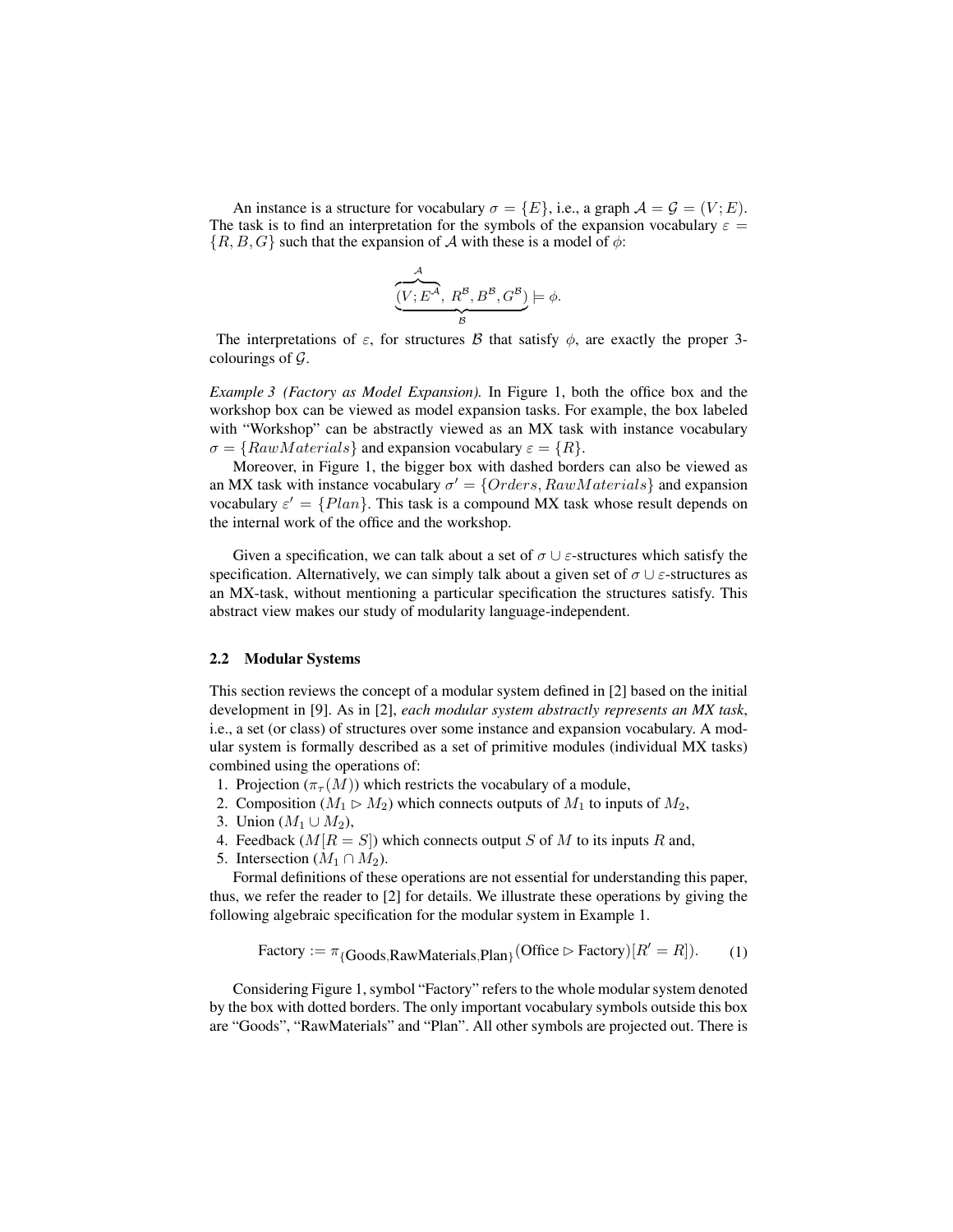An instance is a structure for vocabulary $\sigma = \{E\}$, i.e., a graph $\mathcal{A} = \mathcal{G} = (V; E)$. The task is to find an interpretation for the symbols of the expansion vocabulary $\varepsilon = \{R, B, G\}$ such that the expansion of $\mathcal{A}$ with these is a model of $\phi$:

$$\underbrace{(\overbrace{V; E^{\mathcal{A}}}^{\mathcal{A}},\ R^{\mathcal{B}}, B^{\mathcal{B}}, G^{\mathcal{B}})}_{\mathcal{B}} \models \phi.$$

The interpretations of $\varepsilon$, for structures $\mathcal{B}$ that satisfy $\phi$, are exactly the proper 3-colourings of $\mathcal{G}$.

*Example 3 (Factory as Model Expansion).* In Figure 1, both the office box and the workshop box can be viewed as model expansion tasks. For example, the box labeled with "Workshop" can be abstractly viewed as an MX task with instance vocabulary $\sigma = \{RawMaterials\}$ and expansion vocabulary $\varepsilon = \{R\}$.

Moreover, in Figure 1, the bigger box with dashed borders can also be viewed as an MX task with instance vocabulary $\sigma' = \{Orders, RawMaterials\}$ and expansion vocabulary $\varepsilon' = \{Plan\}$. This task is a compound MX task whose result depends on the internal work of the office and the workshop.

Given a specification, we can talk about a set of $\sigma \cup \varepsilon$-structures which satisfy the specification. Alternatively, we can simply talk about a given set of $\sigma \cup \varepsilon$-structures as an MX-task, without mentioning a particular specification the structures satisfy. This abstract view makes our study of modularity language-independent.

### 2.2 Modular Systems

This section reviews the concept of a modular system defined in [2] based on the initial development in [9]. As in [2], *each modular system abstractly represents an MX task*, i.e., a set (or class) of structures over some instance and expansion vocabulary. A modular system is formally described as a set of primitive modules (individual MX tasks) combined using the operations of:

1. Projection ($\pi_\tau(M)$) which restricts the vocabulary of a module,
2. Composition ($M_1 \rhd M_2$) which connects outputs of $M_1$ to inputs of $M_2$,
3. Union ($M_1 \cup M_2$),
4. Feedback ($M[R = S]$) which connects output $S$ of $M$ to its inputs $R$ and,
5. Intersection ($M_1 \cap M_2$).

Formal definitions of these operations are not essential for understanding this paper, thus, we refer the reader to [2] for details. We illustrate these operations by giving the following algebraic specification for the modular system in Example 1.

$$\text{Factory} := \pi_{\{\text{Goods},\text{RawMaterials},\text{Plan}\}}(\text{Office} \rhd \text{Factory})[R' = R]). \qquad (1)$$

Considering Figure 1, symbol "Factory" refers to the whole modular system denoted by the box with dotted borders. The only important vocabulary symbols outside this box are "Goods", "RawMaterials" and "Plan". All other symbols are projected out. There is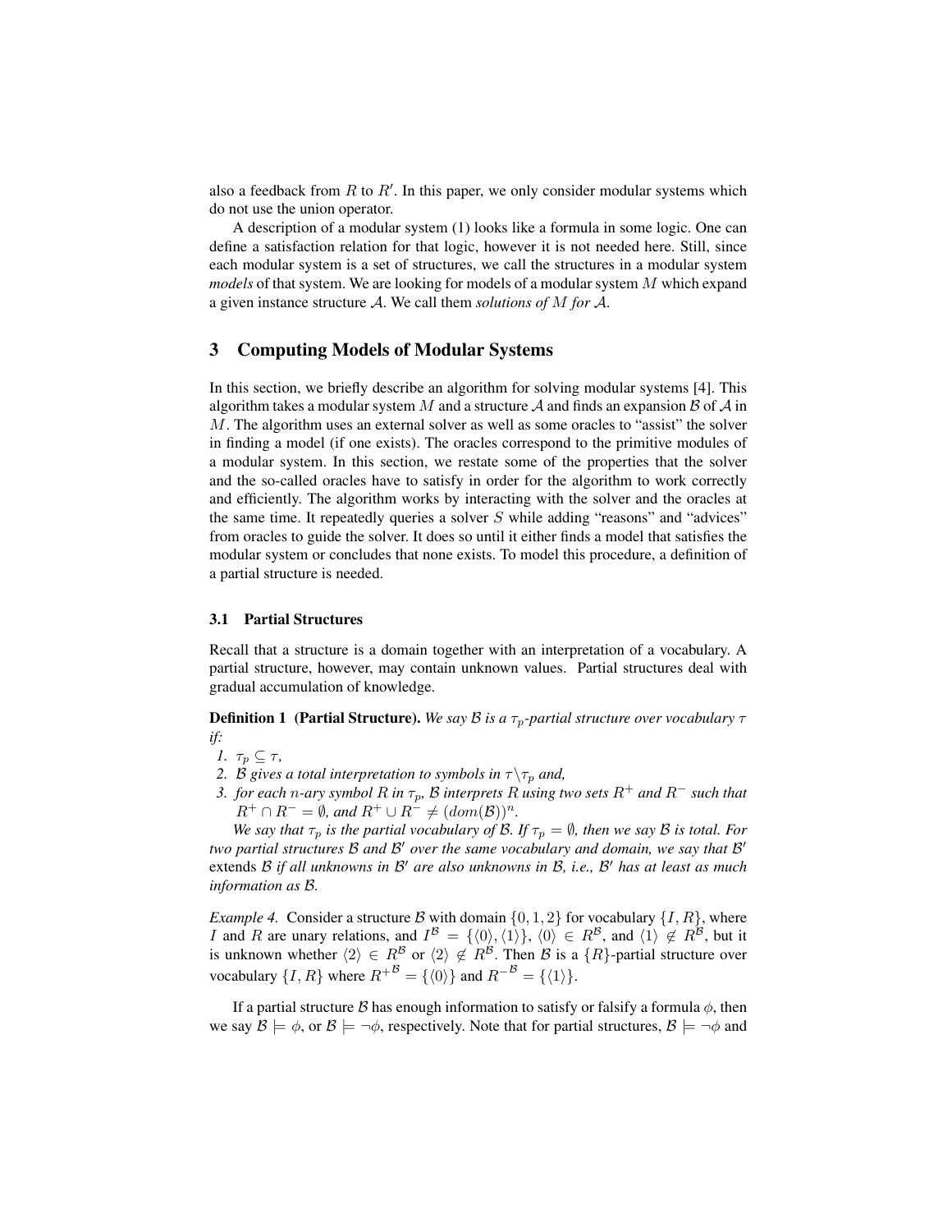also a feedback from $R$ to $R'$. In this paper, we only consider modular systems which do not use the union operator.

A description of a modular system (1) looks like a formula in some logic. One can define a satisfaction relation for that logic, however it is not needed here. Still, since each modular system is a set of structures, we call the structures in a modular system *models* of that system. We are looking for models of a modular system $M$ which expand a given instance structure $\mathcal{A}$. We call them *solutions of $M$ for $\mathcal{A}$*.

## 3 Computing Models of Modular Systems

In this section, we briefly describe an algorithm for solving modular systems [4]. This algorithm takes a modular system $M$ and a structure $\mathcal{A}$ and finds an expansion $\mathcal{B}$ of $\mathcal{A}$ in $M$. The algorithm uses an external solver as well as some oracles to "assist" the solver in finding a model (if one exists). The oracles correspond to the primitive modules of a modular system. In this section, we restate some of the properties that the solver and the so-called oracles have to satisfy in order for the algorithm to work correctly and efficiently. The algorithm works by interacting with the solver and the oracles at the same time. It repeatedly queries a solver $S$ while adding "reasons" and "advices" from oracles to guide the solver. It does so until it either finds a model that satisfies the modular system or concludes that none exists. To model this procedure, a definition of a partial structure is needed.

### 3.1 Partial Structures

Recall that a structure is a domain together with an interpretation of a vocabulary. A partial structure, however, may contain unknown values. Partial structures deal with gradual accumulation of knowledge.

**Definition 1 (Partial Structure).** *We say $\mathcal{B}$ is a $\tau_p$-partial structure over vocabulary $\tau$ if:*

1. *$\tau_p \subseteq \tau$,*
2. *$\mathcal{B}$ gives a total interpretation to symbols in $\tau \backslash \tau_p$ and,*
3. *for each $n$-ary symbol $R$ in $\tau_p$, $\mathcal{B}$ interprets $R$ using two sets $R^+$ and $R^-$ such that $R^+ \cap R^- = \emptyset$, and $R^+ \cup R^- \neq (dom(\mathcal{B}))^n$.*

*We say that $\tau_p$ is the partial vocabulary of $\mathcal{B}$. If $\tau_p = \emptyset$, then we say $\mathcal{B}$ is total. For two partial structures $\mathcal{B}$ and $\mathcal{B}'$ over the same vocabulary and domain, we say that $\mathcal{B}'$* extends *$\mathcal{B}$ if all unknowns in $\mathcal{B}'$ are also unknowns in $\mathcal{B}$, i.e., $\mathcal{B}'$ has at least as much information as $\mathcal{B}$.*

*Example 4.* Consider a structure $\mathcal{B}$ with domain $\{0, 1, 2\}$ for vocabulary $\{I, R\}$, where $I$ and $R$ are unary relations, and $I^{\mathcal{B}} = \{\langle 0 \rangle, \langle 1 \rangle\}$, $\langle 0 \rangle \in R^{\mathcal{B}}$, and $\langle 1 \rangle \notin R^{\mathcal{B}}$, but it is unknown whether $\langle 2 \rangle \in R^{\mathcal{B}}$ or $\langle 2 \rangle \notin R^{\mathcal{B}}$. Then $\mathcal{B}$ is a $\{R\}$-partial structure over vocabulary $\{I, R\}$ where ${R^+}^{\mathcal{B}} = \{\langle 0 \rangle\}$ and ${R^-}^{\mathcal{B}} = \{\langle 1 \rangle\}$.

If a partial structure $\mathcal{B}$ has enough information to satisfy or falsify a formula $\phi$, then we say $\mathcal{B} \models \phi$, or $\mathcal{B} \models \neg\phi$, respectively. Note that for partial structures, $\mathcal{B} \models \neg\phi$ and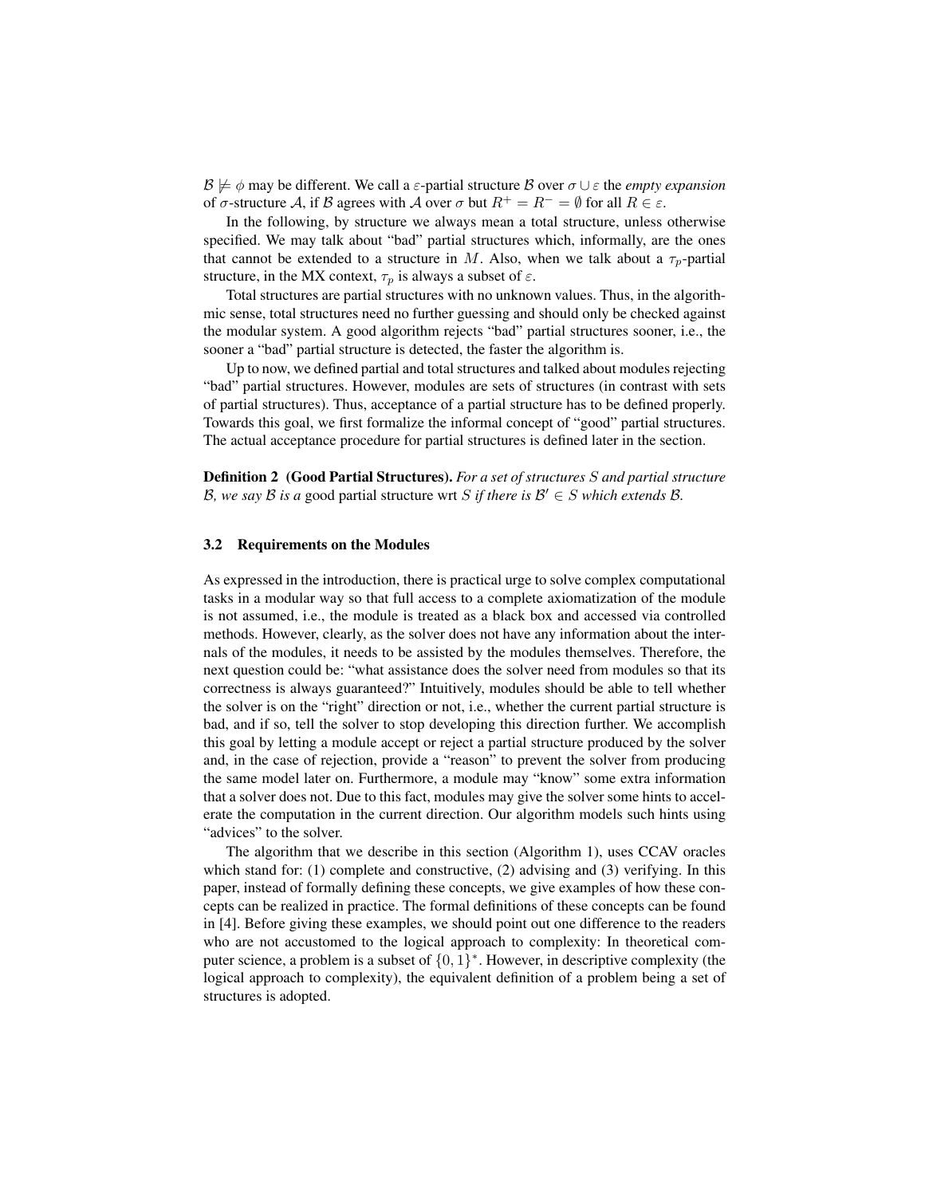$\mathcal{B} \not\models \phi$ may be different. We call a $\varepsilon$-partial structure $\mathcal{B}$ over $\sigma \cup \varepsilon$ the *empty expansion* of $\sigma$-structure $\mathcal{A}$, if $\mathcal{B}$ agrees with $\mathcal{A}$ over $\sigma$ but $R^+ = R^- = \emptyset$ for all $R \in \varepsilon$.

In the following, by structure we always mean a total structure, unless otherwise specified. We may talk about "bad" partial structures which, informally, are the ones that cannot be extended to a structure in $M$. Also, when we talk about a $\tau_p$-partial structure, in the MX context, $\tau_p$ is always a subset of $\varepsilon$.

Total structures are partial structures with no unknown values. Thus, in the algorithmic sense, total structures need no further guessing and should only be checked against the modular system. A good algorithm rejects "bad" partial structures sooner, i.e., the sooner a "bad" partial structure is detected, the faster the algorithm is.

Up to now, we defined partial and total structures and talked about modules rejecting "bad" partial structures. However, modules are sets of structures (in contrast with sets of partial structures). Thus, acceptance of a partial structure has to be defined properly. Towards this goal, we first formalize the informal concept of "good" partial structures. The actual acceptance procedure for partial structures is defined later in the section.

**Definition 2 (Good Partial Structures).** *For a set of structures $S$ and partial structure $\mathcal{B}$, we say $\mathcal{B}$ is a* good partial structure wrt *$S$ if there is $\mathcal{B}' \in S$ which extends $\mathcal{B}$.*

### 3.2 Requirements on the Modules

As expressed in the introduction, there is practical urge to solve complex computational tasks in a modular way so that full access to a complete axiomatization of the module is not assumed, i.e., the module is treated as a black box and accessed via controlled methods. However, clearly, as the solver does not have any information about the internals of the modules, it needs to be assisted by the modules themselves. Therefore, the next question could be: "what assistance does the solver need from modules so that its correctness is always guaranteed?" Intuitively, modules should be able to tell whether the solver is on the "right" direction or not, i.e., whether the current partial structure is bad, and if so, tell the solver to stop developing this direction further. We accomplish this goal by letting a module accept or reject a partial structure produced by the solver and, in the case of rejection, provide a "reason" to prevent the solver from producing the same model later on. Furthermore, a module may "know" some extra information that a solver does not. Due to this fact, modules may give the solver some hints to accelerate the computation in the current direction. Our algorithm models such hints using "advices" to the solver.

The algorithm that we describe in this section (Algorithm 1), uses CCAV oracles which stand for: (1) complete and constructive, (2) advising and (3) verifying. In this paper, instead of formally defining these concepts, we give examples of how these concepts can be realized in practice. The formal definitions of these concepts can be found in [4]. Before giving these examples, we should point out one difference to the readers who are not accustomed to the logical approach to complexity: In theoretical computer science, a problem is a subset of $\{0, 1\}^*$. However, in descriptive complexity (the logical approach to complexity), the equivalent definition of a problem being a set of structures is adopted.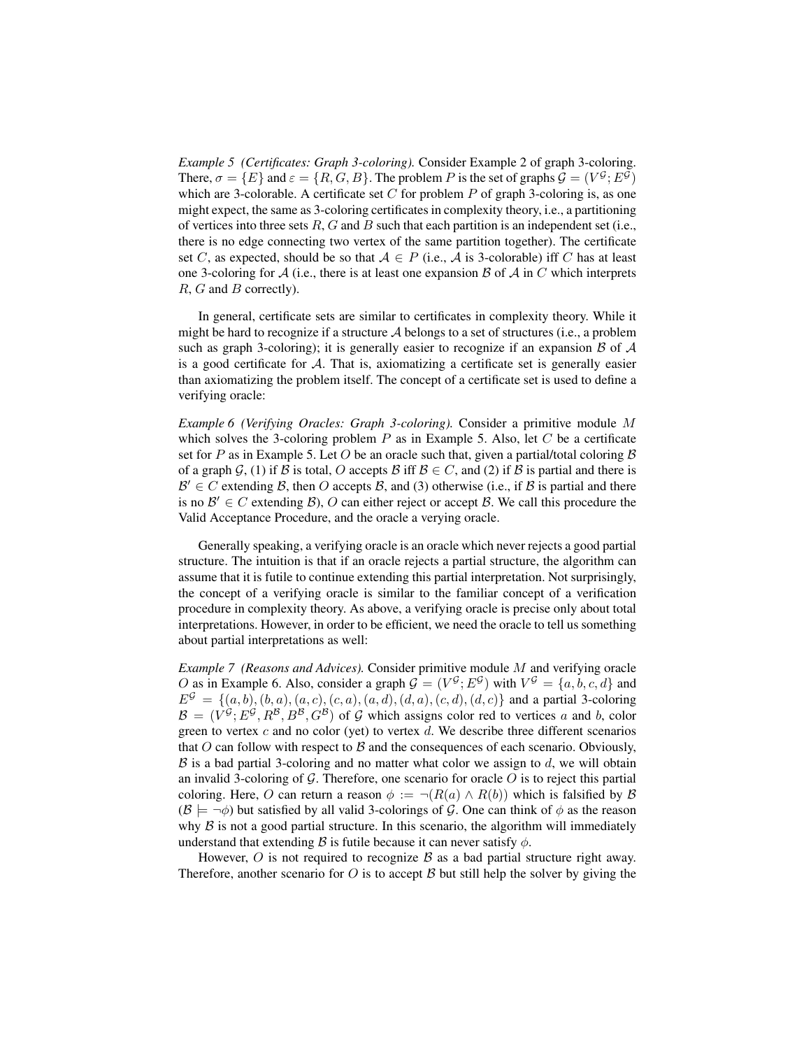*Example 5 (Certificates: Graph 3-coloring).* Consider Example 2 of graph 3-coloring. There, $\sigma = \{E\}$ and $\varepsilon = \{R, G, B\}$. The problem $P$ is the set of graphs $\mathcal{G} = (V^{\mathcal{G}}; E^{\mathcal{G}})$ which are 3-colorable. A certificate set $C$ for problem $P$ of graph 3-coloring is, as one might expect, the same as 3-coloring certificates in complexity theory, i.e., a partitioning of vertices into three sets $R$, $G$ and $B$ such that each partition is an independent set (i.e., there is no edge connecting two vertex of the same partition together). The certificate set $C$, as expected, should be so that $\mathcal{A} \in P$ (i.e., $\mathcal{A}$ is 3-colorable) iff $C$ has at least one 3-coloring for $\mathcal{A}$ (i.e., there is at least one expansion $\mathcal{B}$ of $\mathcal{A}$ in $C$ which interprets $R$, $G$ and $B$ correctly).

In general, certificate sets are similar to certificates in complexity theory. While it might be hard to recognize if a structure $\mathcal{A}$ belongs to a set of structures (i.e., a problem such as graph 3-coloring); it is generally easier to recognize if an expansion $\mathcal{B}$ of $\mathcal{A}$ is a good certificate for $\mathcal{A}$. That is, axiomatizing a certificate set is generally easier than axiomatizing the problem itself. The concept of a certificate set is used to define a verifying oracle:

*Example 6 (Verifying Oracles: Graph 3-coloring).* Consider a primitive module $M$ which solves the 3-coloring problem $P$ as in Example 5. Also, let $C$ be a certificate set for $P$ as in Example 5. Let $O$ be an oracle such that, given a partial/total coloring $\mathcal{B}$ of a graph $\mathcal{G}$, (1) if $\mathcal{B}$ is total, $O$ accepts $\mathcal{B}$ iff $\mathcal{B} \in C$, and (2) if $\mathcal{B}$ is partial and there is $\mathcal{B}' \in C$ extending $\mathcal{B}$, then $O$ accepts $\mathcal{B}$, and (3) otherwise (i.e., if $\mathcal{B}$ is partial and there is no $\mathcal{B}' \in C$ extending $\mathcal{B}$), $O$ can either reject or accept $\mathcal{B}$. We call this procedure the Valid Acceptance Procedure, and the oracle a verying oracle.

Generally speaking, a verifying oracle is an oracle which never rejects a good partial structure. The intuition is that if an oracle rejects a partial structure, the algorithm can assume that it is futile to continue extending this partial interpretation. Not surprisingly, the concept of a verifying oracle is similar to the familiar concept of a verification procedure in complexity theory. As above, a verifying oracle is precise only about total interpretations. However, in order to be efficient, we need the oracle to tell us something about partial interpretations as well:

*Example 7 (Reasons and Advices).* Consider primitive module $M$ and verifying oracle $O$ as in Example 6. Also, consider a graph $\mathcal{G} = (V^{\mathcal{G}}; E^{\mathcal{G}})$ with $V^{\mathcal{G}} = \{a, b, c, d\}$ and $E^{\mathcal{G}} = \{(a, b), (b, a), (a, c), (c, a), (a, d), (d, a), (c, d), (d, c)\}$ and a partial 3-coloring $\mathcal{B} = (V^{\mathcal{G}}; E^{\mathcal{G}}, R^{\mathcal{B}}, B^{\mathcal{B}}, G^{\mathcal{B}})$ of $\mathcal{G}$ which assigns color red to vertices $a$ and $b$, color green to vertex $c$ and no color (yet) to vertex $d$. We describe three different scenarios that $O$ can follow with respect to $\mathcal{B}$ and the consequences of each scenario. Obviously, $\mathcal{B}$ is a bad partial 3-coloring and no matter what color we assign to $d$, we will obtain an invalid 3-coloring of $\mathcal{G}$. Therefore, one scenario for oracle $O$ is to reject this partial coloring. Here, $O$ can return a reason $\phi := \neg(R(a) \land R(b))$ which is falsified by $\mathcal{B}$ ($\mathcal{B} \models \neg\phi$) but satisfied by all valid 3-colorings of $\mathcal{G}$. One can think of $\phi$ as the reason why $\mathcal{B}$ is not a good partial structure. In this scenario, the algorithm will immediately understand that extending $\mathcal{B}$ is futile because it can never satisfy $\phi$.

However, $O$ is not required to recognize $\mathcal{B}$ as a bad partial structure right away. Therefore, another scenario for $O$ is to accept $\mathcal{B}$ but still help the solver by giving the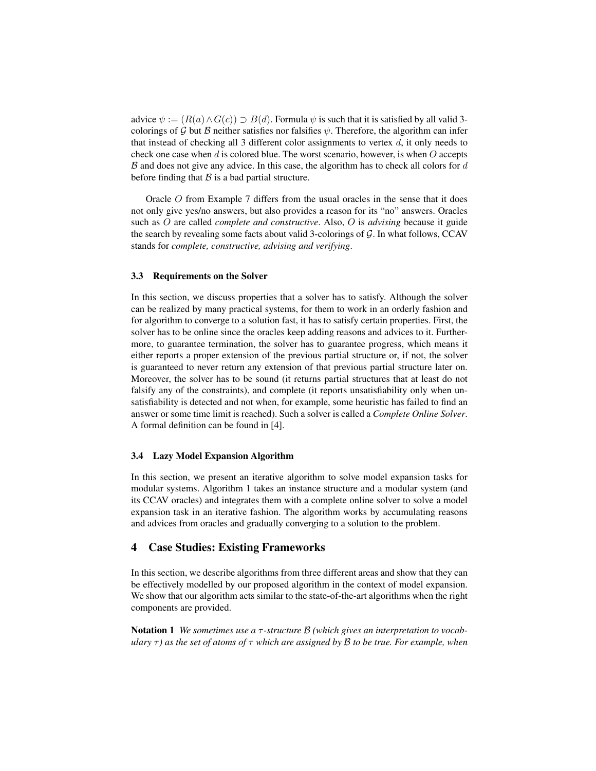advice $\psi := (R(a) \wedge G(c)) \supset B(d)$. Formula $\psi$ is such that it is satisfied by all valid 3-colorings of $\mathcal{G}$ but $\mathcal{B}$ neither satisfies nor falsifies $\psi$. Therefore, the algorithm can infer that instead of checking all 3 different color assignments to vertex $d$, it only needs to check one case when $d$ is colored blue. The worst scenario, however, is when $O$ accepts $\mathcal{B}$ and does not give any advice. In this case, the algorithm has to check all colors for $d$ before finding that $\mathcal{B}$ is a bad partial structure.

Oracle $O$ from Example 7 differs from the usual oracles in the sense that it does not only give yes/no answers, but also provides a reason for its "no" answers. Oracles such as $O$ are called *complete and constructive*. Also, $O$ is *advising* because it guide the search by revealing some facts about valid 3-colorings of $\mathcal{G}$. In what follows, CCAV stands for *complete, constructive, advising and verifying*.

### 3.3 Requirements on the Solver

In this section, we discuss properties that a solver has to satisfy. Although the solver can be realized by many practical systems, for them to work in an orderly fashion and for algorithm to converge to a solution fast, it has to satisfy certain properties. First, the solver has to be online since the oracles keep adding reasons and advices to it. Furthermore, to guarantee termination, the solver has to guarantee progress, which means it either reports a proper extension of the previous partial structure or, if not, the solver is guaranteed to never return any extension of that previous partial structure later on. Moreover, the solver has to be sound (it returns partial structures that at least do not falsify any of the constraints), and complete (it reports unsatisfiability only when unsatisfiability is detected and not when, for example, some heuristic has failed to find an answer or some time limit is reached). Such a solver is called a *Complete Online Solver*. A formal definition can be found in [4].

### 3.4 Lazy Model Expansion Algorithm

In this section, we present an iterative algorithm to solve model expansion tasks for modular systems. Algorithm 1 takes an instance structure and a modular system (and its CCAV oracles) and integrates them with a complete online solver to solve a model expansion task in an iterative fashion. The algorithm works by accumulating reasons and advices from oracles and gradually converging to a solution to the problem.

## 4 Case Studies: Existing Frameworks

In this section, we describe algorithms from three different areas and show that they can be effectively modelled by our proposed algorithm in the context of model expansion. We show that our algorithm acts similar to the state-of-the-art algorithms when the right components are provided.

**Notation 1** *We sometimes use a $\tau$-structure $\mathcal{B}$ (which gives an interpretation to vocabulary $\tau$) as the set of atoms of $\tau$ which are assigned by $\mathcal{B}$ to be true. For example, when*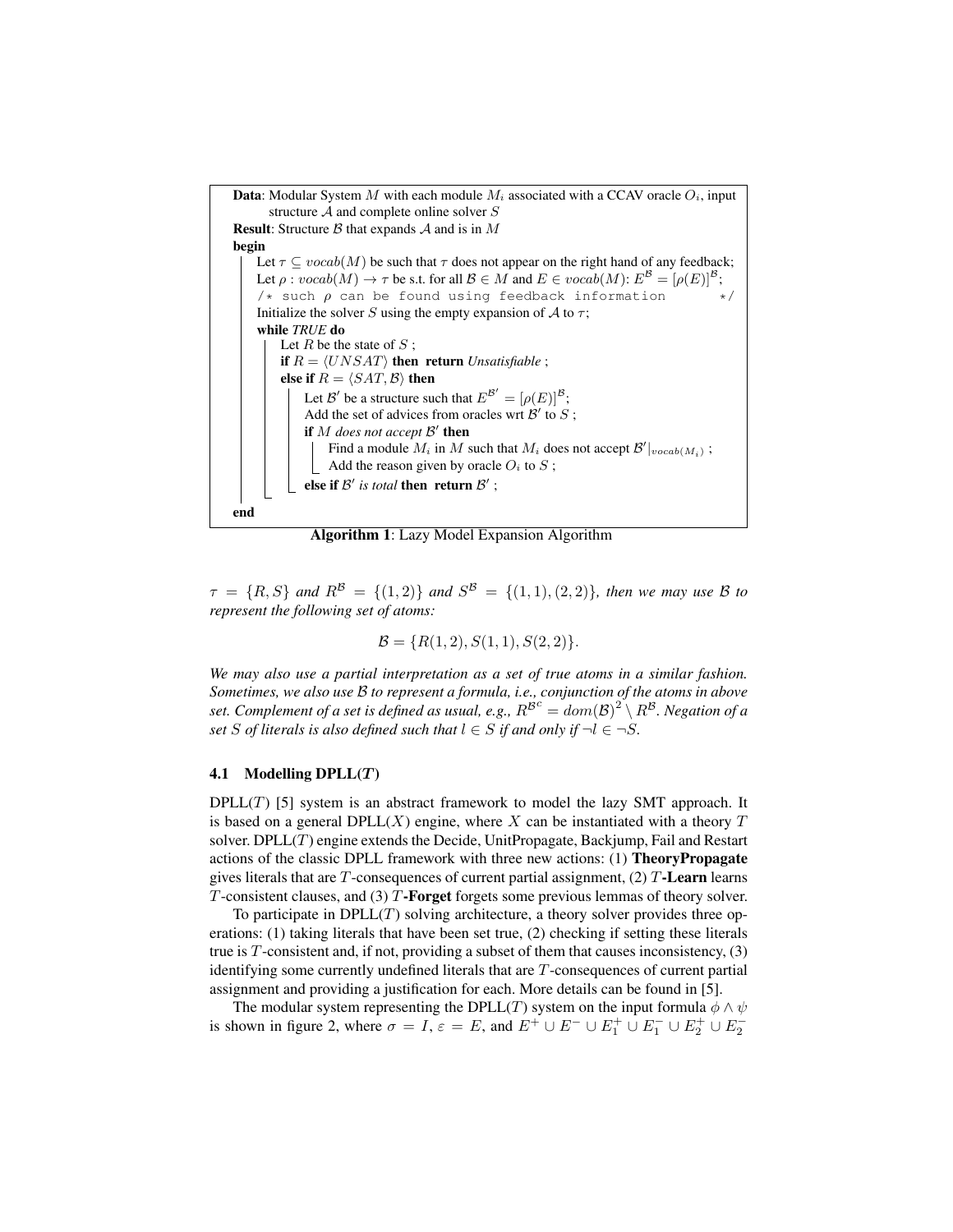```
Data: Modular System M with each module M_i associated with a CCAV oracle O_i, input
      structure A and complete online solver S
Result: Structure B that expands A and is in M
begin
    Let τ ⊆ vocab(M) be such that τ does not appear on the right hand of any feedback;
    Let ρ : vocab(M) → τ be s.t. for all B ∈ M and E ∈ vocab(M): E^B = [ρ(E)]^B;
    /* such ρ can be found using feedback information */
    Initialize the solver S using the empty expansion of A to τ;
    while TRUE do
        Let R be the state of S ;
        if R = ⟨UNSAT⟩ then return Unsatisfiable ;
        else if R = ⟨SAT, B⟩ then
            Let B' be a structure such that E^{B'} = [ρ(E)]^B;
            Add the set of advices from oracles wrt B' to S ;
            if M does not accept B' then
                Find a module M_i in M such that M_i does not accept B'|_{vocab(M_i)} ;
                Add the reason given by oracle O_i to S ;
            else if B' is total then return B' ;
end
```

**Algorithm 1**: Lazy Model Expansion Algorithm

*$\tau = \{R, S\}$ and $R^{\mathcal{B}} = \{(1,2)\}$ and $S^{\mathcal{B}} = \{(1,1),(2,2)\}$, then we may use $\mathcal{B}$ to represent the following set of atoms:*

$$\mathcal{B} = \{R(1,2), S(1,1), S(2,2)\}.$$

*We may also use a partial interpretation as a set of true atoms in a similar fashion. Sometimes, we also use $\mathcal{B}$ to represent a formula, i.e., conjunction of the atoms in above set. Complement of a set is defined as usual, e.g., $R^{\mathcal{B}^c} = dom(\mathcal{B})^2 \setminus R^{\mathcal{B}}$. Negation of a set $S$ of literals is also defined such that $l \in S$ if and only if $\neg l \in \neg S$.*

### 4.1 Modelling DPLL($T$)

DPLL($T$) [5] system is an abstract framework to model the lazy SMT approach. It is based on a general DPLL($X$) engine, where $X$ can be instantiated with a theory $T$ solver. DPLL($T$) engine extends the Decide, UnitPropagate, Backjump, Fail and Restart actions of the classic DPLL framework with three new actions: (1) **TheoryPropagate** gives literals that are $T$-consequences of current partial assignment, (2) $T$**-Learn** learns $T$-consistent clauses, and (3) $T$**-Forget** forgets some previous lemmas of theory solver.

To participate in DPLL($T$) solving architecture, a theory solver provides three operations: (1) taking literals that have been set true, (2) checking if setting these literals true is $T$-consistent and, if not, providing a subset of them that causes inconsistency, (3) identifying some currently undefined literals that are $T$-consequences of current partial assignment and providing a justification for each. More details can be found in [5].

The modular system representing the DPLL($T$) system on the input formula $\phi \wedge \psi$ is shown in figure 2, where $\sigma = I$, $\varepsilon = E$, and $E^+ \cup E^- \cup E_1^+ \cup E_1^- \cup E_2^+ \cup E_2^-$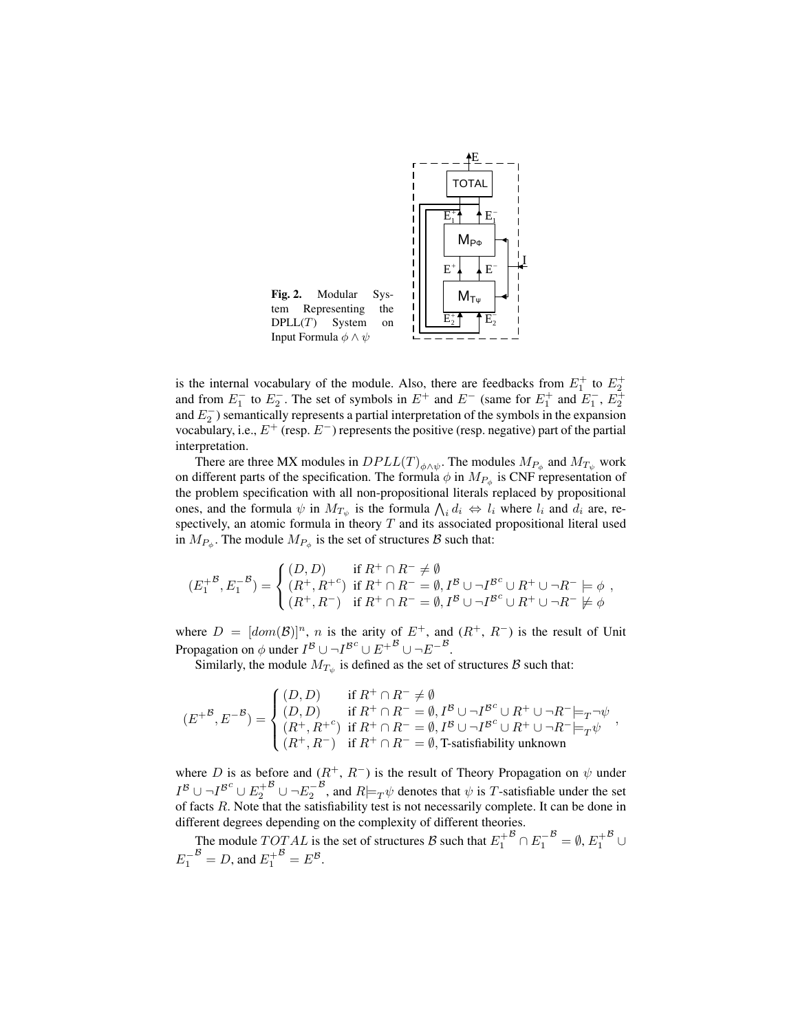**Fig. 2.** Modular System Representing the DPLL($T$) System on Input Formula $\phi \wedge \psi$

is the internal vocabulary of the module. Also, there are feedbacks from $E_1^+$ to $E_2^+$ and from $E_1^-$ to $E_2^-$. The set of symbols in $E^+$ and $E^-$ (same for $E_1^+$ and $E_1^-$, $E_2^+$ and $E_2^-$) semantically represents a partial interpretation of the symbols in the expansion vocabulary, i.e., $E^+$ (resp. $E^-$) represents the positive (resp. negative) part of the partial interpretation.

There are three MX modules in $DPLL(T)_{\phi \wedge \psi}$. The modules $M_{P_\phi}$ and $M_{T_\psi}$ work on different parts of the specification. The formula $\phi$ in $M_{P_\phi}$ is CNF representation of the problem specification with all non-propositional literals replaced by propositional ones, and the formula $\psi$ in $M_{T_\psi}$ is the formula $\bigwedge_i d_i \Leftrightarrow l_i$ where $l_i$ and $d_i$ are, respectively, an atomic formula in theory $T$ and its associated propositional literal used in $M_{P_\phi}$. The module $M_{P_\phi}$ is the set of structures $\mathcal{B}$ such that:

$$({E_1^+}^{\mathcal{B}}, {E_1^-}^{\mathcal{B}}) = \begin{cases} (D, D) & \text{if } R^+ \cap R^- \neq \emptyset \\ (R^+, {R^+}^c) & \text{if } R^+ \cap R^- = \emptyset, I^{\mathcal{B}} \cup \neg I^{\mathcal{B}c} \cup R^+ \cup \neg R^- \models \phi \\ (R^+, R^-) & \text{if } R^+ \cap R^- = \emptyset, I^{\mathcal{B}} \cup \neg I^{\mathcal{B}c} \cup R^+ \cup \neg R^- \not\models \phi \end{cases},$$

where $D = [dom(\mathcal{B})]^n$, $n$ is the arity of $E^+$, and ($R^+$, $R^-$) is the result of Unit Propagation on $\phi$ under $I^{\mathcal{B}} \cup \neg I^{\mathcal{B}c} \cup {E^+}^{\mathcal{B}} \cup \neg {E^-}^{\mathcal{B}}$.

Similarly, the module $M_{T_\psi}$ is defined as the set of structures $\mathcal{B}$ such that:

$$({E^+}^{\mathcal{B}}, {E^-}^{\mathcal{B}}) = \begin{cases} (D, D) & \text{if } R^+ \cap R^- \neq \emptyset \\ (D, D) & \text{if } R^+ \cap R^- = \emptyset, I^{\mathcal{B}} \cup \neg I^{\mathcal{B}c} \cup R^+ \cup \neg R^- \models_T \neg\psi \\ (R^+, {R^+}^c) & \text{if } R^+ \cap R^- = \emptyset, I^{\mathcal{B}} \cup \neg I^{\mathcal{B}c} \cup R^+ \cup \neg R^- \models_T \psi \\ (R^+, R^-) & \text{if } R^+ \cap R^- = \emptyset, \text{T-satisfiability unknown} \end{cases},$$

where $D$ is as before and ($R^+$, $R^-$) is the result of Theory Propagation on $\psi$ under $I^{\mathcal{B}} \cup \neg I^{\mathcal{B}c} \cup {E_2^+}^{\mathcal{B}} \cup \neg {E_2^-}^{\mathcal{B}}$, and $R \models_T \psi$ denotes that $\psi$ is $T$-satisfiable under the set of facts $R$. Note that the satisfiability test is not necessarily complete. It can be done in different degrees depending on the complexity of different theories.

The module $TOTAL$ is the set of structures $\mathcal{B}$ such that ${E_1^+}^{\mathcal{B}} \cap {E_1^-}^{\mathcal{B}} = \emptyset$, ${E_1^+}^{\mathcal{B}} \cup {E_1^-}^{\mathcal{B}} = D$, and ${E_1^+}^{\mathcal{B}} = E^{\mathcal{B}}$.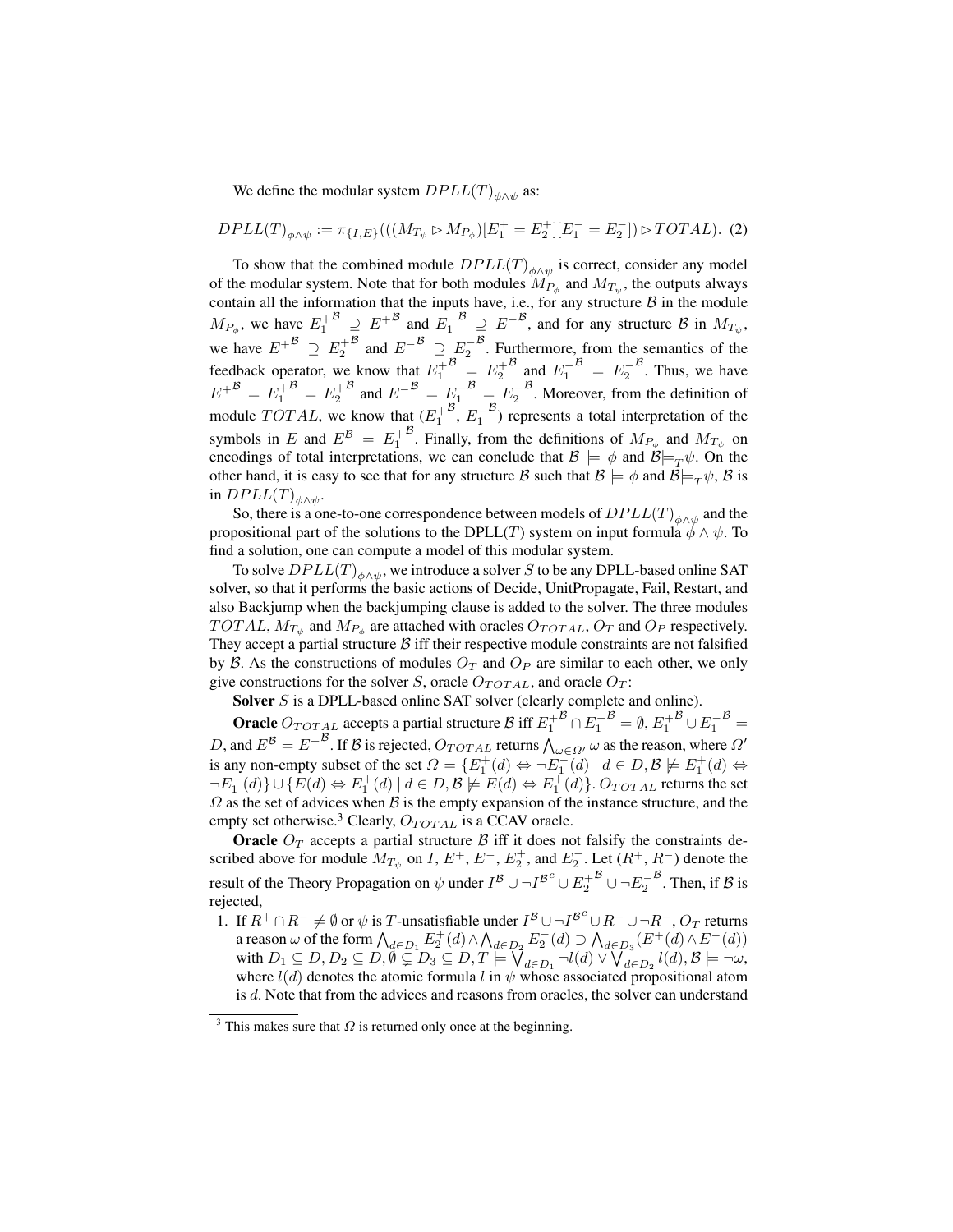We define the modular system $DPLL(T)_{\phi \wedge \psi}$ as:

$$DPLL(T)_{\phi \wedge \psi} := \pi_{\{I,E\}}(((M_{T_\psi} \rhd M_{P_\phi})[E_1^+ = E_2^+][E_1^- = E_2^-]) \rhd TOTAL). \quad (2)$$

To show that the combined module $DPLL(T)_{\phi \wedge \psi}$ is correct, consider any model of the modular system. Note that for both modules $M_{P_\phi}$ and $M_{T_\psi}$, the outputs always contain all the information that the inputs have, i.e., for any structure $\mathcal{B}$ in the module $M_{P_\phi}$, we have ${E_1^+}^{\mathcal{B}} \supseteq {E^+}^{\mathcal{B}}$ and ${E_1^-}^{\mathcal{B}} \supseteq {E^-}^{\mathcal{B}}$, and for any structure $\mathcal{B}$ in $M_{T_\psi}$, we have ${E^+}^{\mathcal{B}} \supseteq {E_2^+}^{\mathcal{B}}$ and ${E^-}^{\mathcal{B}} \supseteq {E_2^-}^{\mathcal{B}}$. Furthermore, from the semantics of the feedback operator, we know that ${E_1^+}^{\mathcal{B}} = {E_2^+}^{\mathcal{B}}$ and ${E_1^-}^{\mathcal{B}} = {E_2^-}^{\mathcal{B}}$. Thus, we have ${E^+}^{\mathcal{B}} = {E_1^+}^{\mathcal{B}} = {E_2^+}^{\mathcal{B}}$ and ${E^-}^{\mathcal{B}} = {E_1^-}^{\mathcal{B}} = {E_2^-}^{\mathcal{B}}$. Moreover, from the definition of module $TOTAL$, we know that $({E_1^+}^{\mathcal{B}}, {E_1^-}^{\mathcal{B}})$ represents a total interpretation of the symbols in $E$ and $E^{\mathcal{B}} = {E_1^+}^{\mathcal{B}}$. Finally, from the definitions of $M_{P_\phi}$ and $M_{T_\psi}$ on encodings of total interpretations, we can conclude that $\mathcal{B} \models \phi$ and $\mathcal{B} \models_T \psi$. On the other hand, it is easy to see that for any structure $\mathcal{B}$ such that $\mathcal{B} \models \phi$ and $\mathcal{B} \models_T \psi$, $\mathcal{B}$ is in $DPLL(T)_{\phi \wedge \psi}$.

So, there is a one-to-one correspondence between models of $DPLL(T)_{\phi \wedge \psi}$ and the propositional part of the solutions to the DPLL($T$) system on input formula $\phi \wedge \psi$. To find a solution, one can compute a model of this modular system.

To solve $DPLL(T)_{\phi \wedge \psi}$, we introduce a solver $S$ to be any DPLL-based online SAT solver, so that it performs the basic actions of Decide, UnitPropagate, Fail, Restart, and also Backjump when the backjumping clause is added to the solver. The three modules $TOTAL$, $M_{T_\psi}$ and $M_{P_\phi}$ are attached with oracles $O_{TOTAL}$, $O_T$ and $O_P$ respectively. They accept a partial structure $\mathcal{B}$ iff their respective module constraints are not falsified by $\mathcal{B}$. As the constructions of modules $O_T$ and $O_P$ are similar to each other, we only give constructions for the solver $S$, oracle $O_{TOTAL}$, and oracle $O_T$:

**Solver** $S$ is a DPLL-based online SAT solver (clearly complete and online).

**Oracle** $O_{TOTAL}$ accepts a partial structure $\mathcal{B}$ iff ${E_1^+}^{\mathcal{B}} \cap {E_1^-}^{\mathcal{B}} = \emptyset$, ${E_1^+}^{\mathcal{B}} \cup {E_1^-}^{\mathcal{B}} = D$, and $E^{\mathcal{B}} = {E^+}^{\mathcal{B}}$. If $\mathcal{B}$ is rejected, $O_{TOTAL}$ returns $\bigwedge_{\omega \in \Omega'} \omega$ as the reason, where $\Omega'$ is any non-empty subset of the set $\Omega = \{E_1^+(d) \Leftrightarrow \neg E_1^-(d) \mid d \in D, \mathcal{B} \not\models E_1^+(d) \Leftrightarrow \neg E_1^-(d)\} \cup \{E(d) \Leftrightarrow E_1^+(d) \mid d \in D, \mathcal{B} \not\models E(d) \Leftrightarrow E_1^+(d)\}$. $O_{TOTAL}$ returns the set $\Omega$ as the set of advices when $\mathcal{B}$ is the empty expansion of the instance structure, and the empty set otherwise.[3] Clearly, $O_{TOTAL}$ is a CCAV oracle.

**Oracle** $O_T$ accepts a partial structure $\mathcal{B}$ iff it does not falsify the constraints described above for module $M_{T_\psi}$ on $I$, $E^+$, $E^-$, $E_2^+$, and $E_2^-$. Let $(R^+, R^-)$ denote the result of the Theory Propagation on $\psi$ under $I^{\mathcal{B}} \cup \neg I^{\mathcal{B}^c} \cup {E_2^+}^{\mathcal{B}} \cup \neg {E_2^-}^{\mathcal{B}}$. Then, if $\mathcal{B}$ is rejected,

1. If $R^+ \cap R^- \neq \emptyset$ or $\psi$ is $T$-unsatisfiable under $I^{\mathcal{B}} \cup \neg I^{\mathcal{B}^c} \cup R^+ \cup \neg R^-$, $O_T$ returns a reason $\omega$ of the form $\bigwedge_{d \in D_1} E_2^+(d) \wedge \bigwedge_{d \in D_2} E_2^-(d) \supset \bigwedge_{d \in D_3} (E^+(d) \wedge E^-(d))$ with $D_1 \subseteq D, D_2 \subseteq D, \emptyset \subsetneq D_3 \subseteq D, T \models \bigvee_{d \in D_1} \neg l(d) \vee \bigvee_{d \in D_2} l(d), \mathcal{B} \models \neg\omega$, where $l(d)$ denotes the atomic formula $l$ in $\psi$ whose associated propositional atom is $d$. Note that from the advices and reasons from oracles, the solver can understand

[3] This makes sure that $\Omega$ is returned only once at the beginning.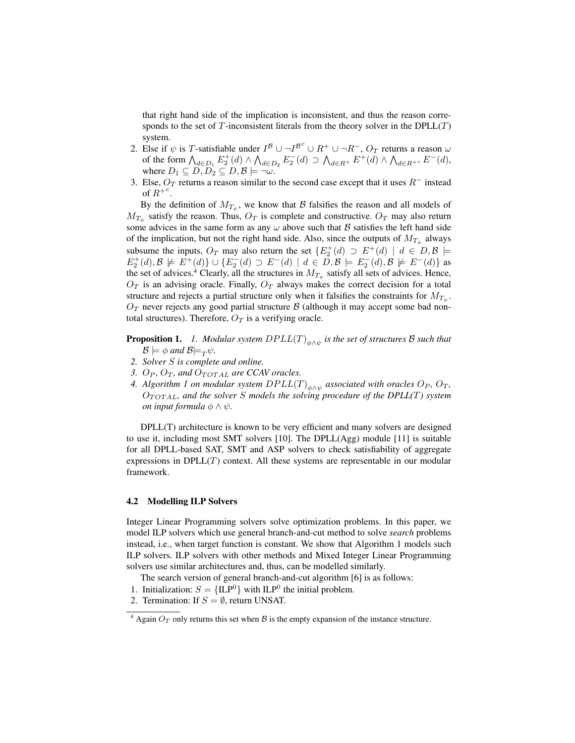that right hand side of the implication is inconsistent, and thus the reason corresponds to the set of $T$-inconsistent literals from the theory solver in the DPLL($T$) system.

2. Else if $\psi$ is $T$-satisfiable under $I^{\mathcal{B}} \cup \neg I^{\mathcal{B}^c} \cup R^+ \cup \neg R^-$, $O_T$ returns a reason $\omega$ of the form $\bigwedge_{d \in D_1} E_2^+(d) \wedge \bigwedge_{d \in D_2} E_2^-(d) \supset \bigwedge_{d \in R^+} E^+(d) \wedge \bigwedge_{d \in R^{+c}} E^-(d)$, where $D_1 \subseteq D, D_2 \subseteq D, \mathcal{B} \models \neg\omega$.
3. Else, $O_T$ returns a reason similar to the second case except that it uses $R^-$ instead of $R^{+c}$.

By the definition of $M_{T_\psi}$, we know that $\mathcal{B}$ falsifies the reason and all models of $M_{T_\psi}$ satisfy the reason. Thus, $O_T$ is complete and constructive. $O_T$ may also return some advices in the same form as any $\omega$ above such that $\mathcal{B}$ satisfies the left hand side of the implication, but not the right hand side. Also, since the outputs of $M_{T_\psi}$ always subsume the inputs, $O_T$ may also return the set $\{E_2^+(d) \supset E^+(d) \mid d \in D, \mathcal{B} \models E_2^+(d), \mathcal{B} \not\models E^+(d)\} \cup \{E_2^-(d) \supset E^-(d) \mid d \in D, \mathcal{B} \models E_2^-(d), \mathcal{B} \not\models E^-(d)\}$ as the set of advices.[4] Clearly, all the structures in $M_{T_\psi}$ satisfy all sets of advices. Hence, $O_T$ is an advising oracle. Finally, $O_T$ always makes the correct decision for a total structure and rejects a partial structure only when it falsifies the constraints for $M_{T_\psi}$. $O_T$ never rejects any good partial structure $\mathcal{B}$ (although it may accept some bad non-total structures). Therefore, $O_T$ is a verifying oracle.

**Proposition 1.** *1. Modular system $DPLL(T)_{\phi\wedge\psi}$ is the set of structures $\mathcal{B}$ such that $\mathcal{B} \models \phi$ and $\mathcal{B} \models_T \psi$.*
*2. Solver $S$ is complete and online.*
*3. $O_P$, $O_T$, and $O_{TOTAL}$ are CCAV oracles.*
*4. Algorithm 1 on modular system $DPLL(T)_{\phi\wedge\psi}$ associated with oracles $O_P$, $O_T$, $O_{TOTAL}$, and the solver $S$ models the solving procedure of the DPLL(T) system on input formula $\phi \wedge \psi$.*

DPLL(T) architecture is known to be very efficient and many solvers are designed to use it, including most SMT solvers [10]. The DPLL(Agg) module [11] is suitable for all DPLL-based SAT, SMT and ASP solvers to check satisfiability of aggregate expressions in DPLL($T$) context. All these systems are representable in our modular framework.

### 4.2 Modelling ILP Solvers

Integer Linear Programming solvers solve optimization problems. In this paper, we model ILP solvers which use general branch-and-cut method to solve *search* problems instead, i.e., when target function is constant. We show that Algorithm 1 models such ILP solvers. ILP solvers with other methods and Mixed Integer Linear Programming solvers use similar architectures and, thus, can be modelled similarly.

The search version of general branch-and-cut algorithm [6] is as follows:

1. Initialization: $S = \{\text{ILP}^0\}$ with $\text{ILP}^0$ the initial problem.
2. Termination: If $S = \emptyset$, return UNSAT.

[4] Again $O_T$ only returns this set when $\mathcal{B}$ is the empty expansion of the instance structure.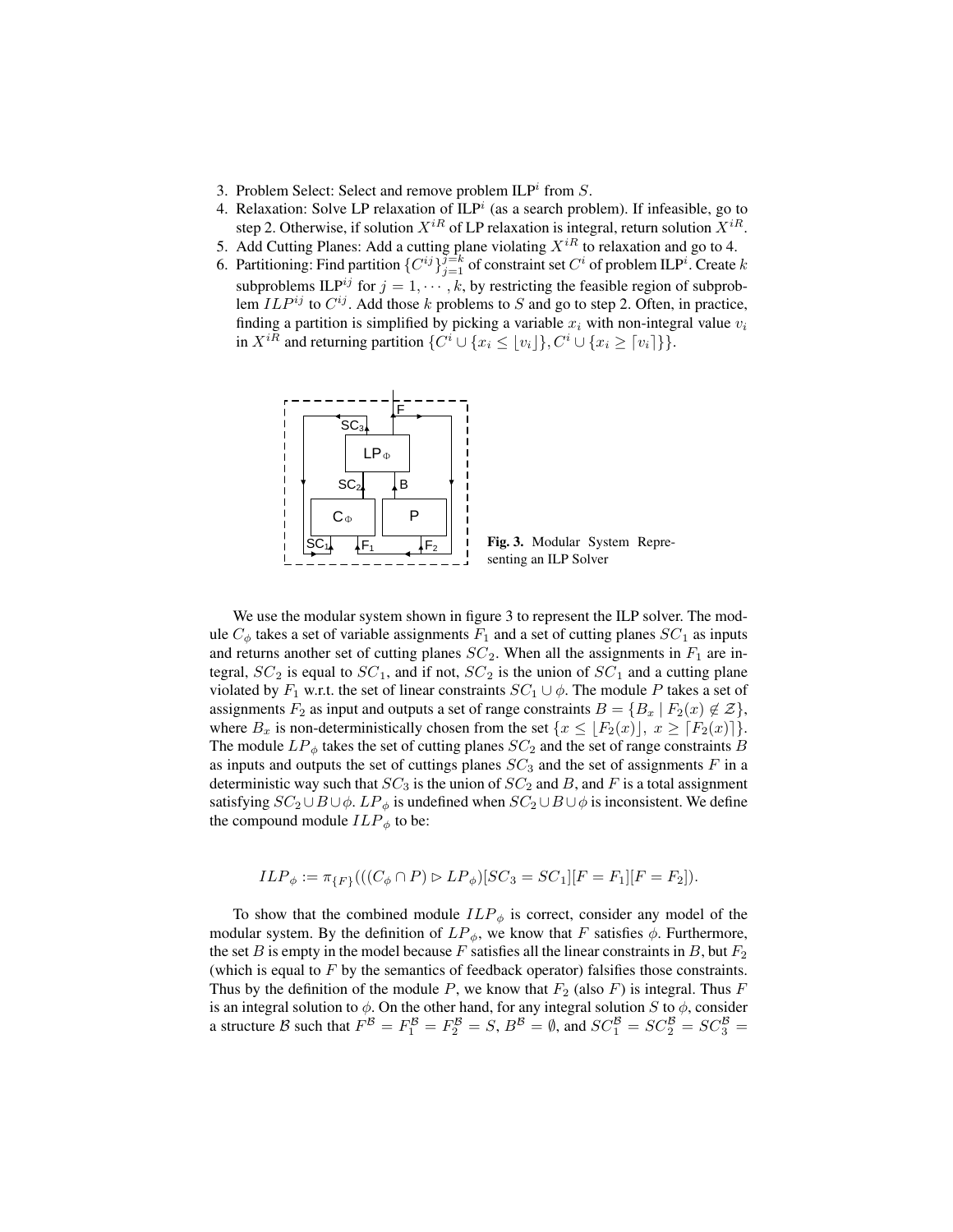3. Problem Select: Select and remove problem ILP$^i$ from $S$.
4. Relaxation: Solve LP relaxation of ILP$^i$ (as a search problem). If infeasible, go to step 2. Otherwise, if solution $X^{iR}$ of LP relaxation is integral, return solution $X^{iR}$.
5. Add Cutting Planes: Add a cutting plane violating $X^{iR}$ to relaxation and go to 4.
6. Partitioning: Find partition $\{C^{ij}\}_{j=1}^{j=k}$ of constraint set $C^i$ of problem ILP$^i$. Create $k$ subproblems ILP$^{ij}$ for $j = 1, \cdots, k$, by restricting the feasible region of subproblem $ILP^{ij}$ to $C^{ij}$. Add those $k$ problems to $S$ and go to step 2. Often, in practice, finding a partition is simplified by picking a variable $x_i$ with non-integral value $v_i$ in $X^{iR}$ and returning partition $\{C^i \cup \{x_i \leq \lfloor v_i \rfloor\}, C^i \cup \{x_i \geq \lceil v_i \rceil\}\}$.

**Fig. 3.** Modular System Representing an ILP Solver

We use the modular system shown in figure 3 to represent the ILP solver. The module $C_\phi$ takes a set of variable assignments $F_1$ and a set of cutting planes $SC_1$ as inputs and returns another set of cutting planes $SC_2$. When all the assignments in $F_1$ are integral, $SC_2$ is equal to $SC_1$, and if not, $SC_2$ is the union of $SC_1$ and a cutting plane violated by $F_1$ w.r.t. the set of linear constraints $SC_1 \cup \phi$. The module $P$ takes a set of assignments $F_2$ as input and outputs a set of range constraints $B = \{B_x \mid F_2(x) \notin \mathcal{Z}\}$, where $B_x$ is non-deterministically chosen from the set $\{x \leq \lfloor F_2(x) \rfloor,\ x \geq \lceil F_2(x) \rceil\}$. The module $LP_\phi$ takes the set of cutting planes $SC_2$ and the set of range constraints $B$ as inputs and outputs the set of cuttings planes $SC_3$ and the set of assignments $F$ in a deterministic way such that $SC_3$ is the union of $SC_2$ and $B$, and $F$ is a total assignment satisfying $SC_2 \cup B \cup \phi$. $LP_\phi$ is undefined when $SC_2 \cup B \cup \phi$ is inconsistent. We define the compound module $ILP_\phi$ to be:

$$ILP_\phi := \pi_{\{F\}}(((C_\phi \cap P) \rhd LP_\phi)[SC_3 = SC_1][F = F_1][F = F_2]).$$

To show that the combined module $ILP_\phi$ is correct, consider any model of the modular system. By the definition of $LP_\phi$, we know that $F$ satisfies $\phi$. Furthermore, the set $B$ is empty in the model because $F$ satisfies all the linear constraints in $B$, but $F_2$ (which is equal to $F$ by the semantics of feedback operator) falsifies those constraints. Thus by the definition of the module $P$, we know that $F_2$ (also $F$) is integral. Thus $F$ is an integral solution to $\phi$. On the other hand, for any integral solution $S$ to $\phi$, consider a structure $\mathcal{B}$ such that $F^{\mathcal{B}} = F_1^{\mathcal{B}} = F_2^{\mathcal{B}} = S$, $B^{\mathcal{B}} = \emptyset$, and $SC_1^{\mathcal{B}} = SC_2^{\mathcal{B}} = SC_3^{\mathcal{B}} =$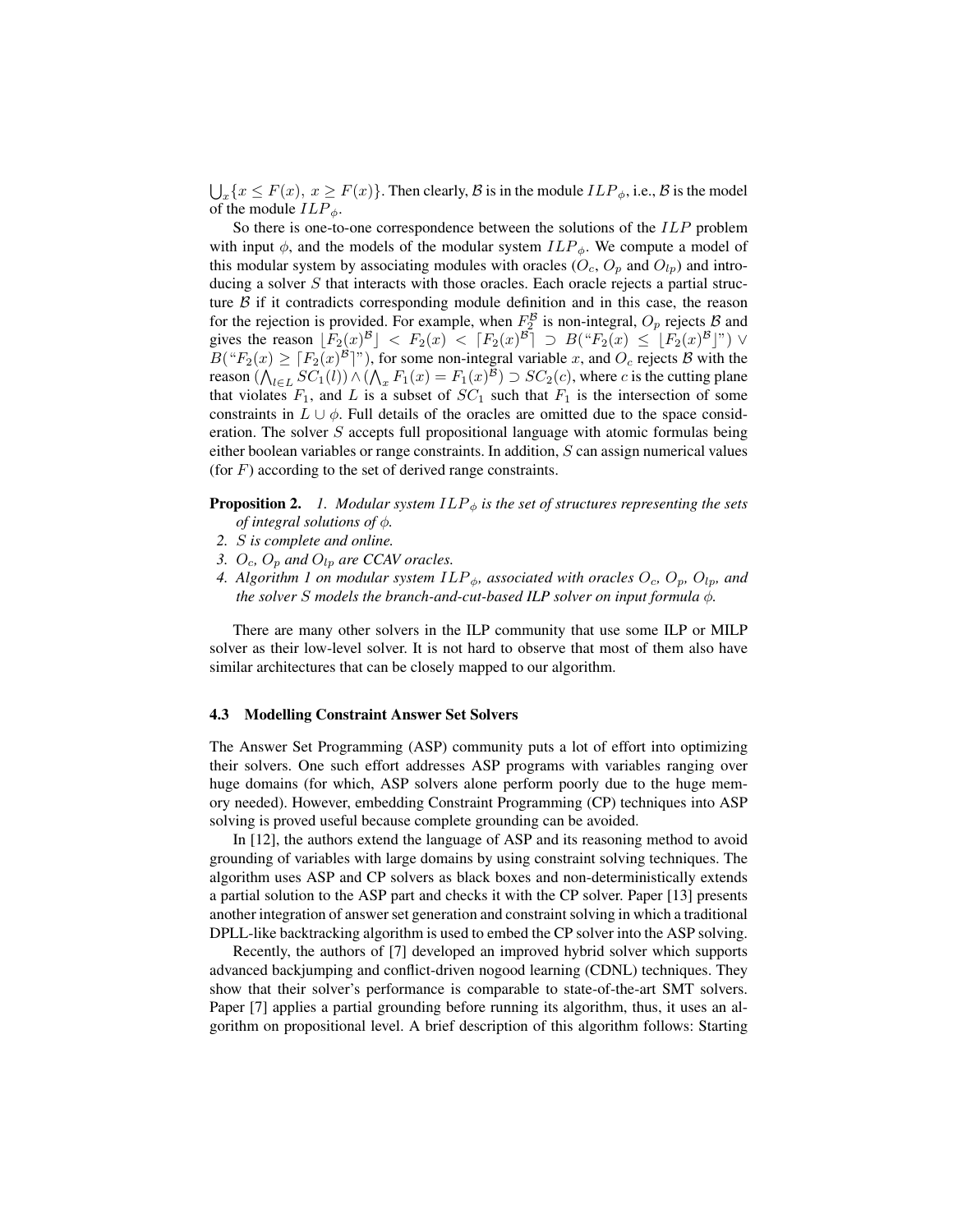$\bigcup_x \{x \leq F(x),\ x \geq F(x)\}$. Then clearly, $\mathcal{B}$ is in the module $ILP_\phi$, i.e., $\mathcal{B}$ is the model of the module $ILP_\phi$.

So there is one-to-one correspondence between the solutions of the $ILP$ problem with input $\phi$, and the models of the modular system $ILP_\phi$. We compute a model of this modular system by associating modules with oracles ($O_c$, $O_p$ and $O_{lp}$) and introducing a solver $S$ that interacts with those oracles. Each oracle rejects a partial structure $\mathcal{B}$ if it contradicts corresponding module definition and in this case, the reason for the rejection is provided. For example, when $F_2^{\mathcal{B}}$ is non-integral, $O_p$ rejects $\mathcal{B}$ and gives the reason $\lfloor F_2(x)^{\mathcal{B}} \rfloor < F_2(x) < \lceil F_2(x)^{\mathcal{B}} \rceil \supset B(\text{“}F_2(x) \leq \lfloor F_2(x)^{\mathcal{B}} \rfloor\text{”}) \vee B(\text{“}F_2(x) \geq \lceil F_2(x)^{\mathcal{B}} \rceil\text{”})$, for some non-integral variable $x$, and $O_c$ rejects $\mathcal{B}$ with the reason $(\bigwedge_{l \in L} SC_1(l)) \wedge (\bigwedge_x F_1(x) = F_1(x)^{\mathcal{B}}) \supset SC_2(c)$, where $c$ is the cutting plane that violates $F_1$, and $L$ is a subset of $SC_1$ such that $F_1$ is the intersection of some constraints in $L \cup \phi$. Full details of the oracles are omitted due to the space consideration. The solver $S$ accepts full propositional language with atomic formulas being either boolean variables or range constraints. In addition, $S$ can assign numerical values (for $F$) according to the set of derived range constraints.

**Proposition 2.** *1. Modular system $ILP_\phi$ is the set of structures representing the sets of integral solutions of $\phi$.*
*2. $S$ is complete and online.*
*3. $O_c$, $O_p$ and $O_{lp}$ are CCAV oracles.*
*4. Algorithm 1 on modular system $ILP_\phi$, associated with oracles $O_c$, $O_p$, $O_{lp}$, and the solver $S$ models the branch-and-cut-based* **ILP** *solver on input formula $\phi$.*

There are many other solvers in the ILP community that use some ILP or MILP solver as their low-level solver. It is not hard to observe that most of them also have similar architectures that can be closely mapped to our algorithm.

### 4.3 Modelling Constraint Answer Set Solvers

The Answer Set Programming (ASP) community puts a lot of effort into optimizing their solvers. One such effort addresses ASP programs with variables ranging over huge domains (for which, ASP solvers alone perform poorly due to the huge memory needed). However, embedding Constraint Programming (CP) techniques into ASP solving is proved useful because complete grounding can be avoided.

In [12], the authors extend the language of ASP and its reasoning method to avoid grounding of variables with large domains by using constraint solving techniques. The algorithm uses ASP and CP solvers as black boxes and non-deterministically extends a partial solution to the ASP part and checks it with the CP solver. Paper [13] presents another integration of answer set generation and constraint solving in which a traditional DPLL-like backtracking algorithm is used to embed the CP solver into the ASP solving.

Recently, the authors of [7] developed an improved hybrid solver which supports advanced backjumping and conflict-driven nogood learning (CDNL) techniques. They show that their solver's performance is comparable to state-of-the-art SMT solvers. Paper [7] applies a partial grounding before running its algorithm, thus, it uses an algorithm on propositional level. A brief description of this algorithm follows: Starting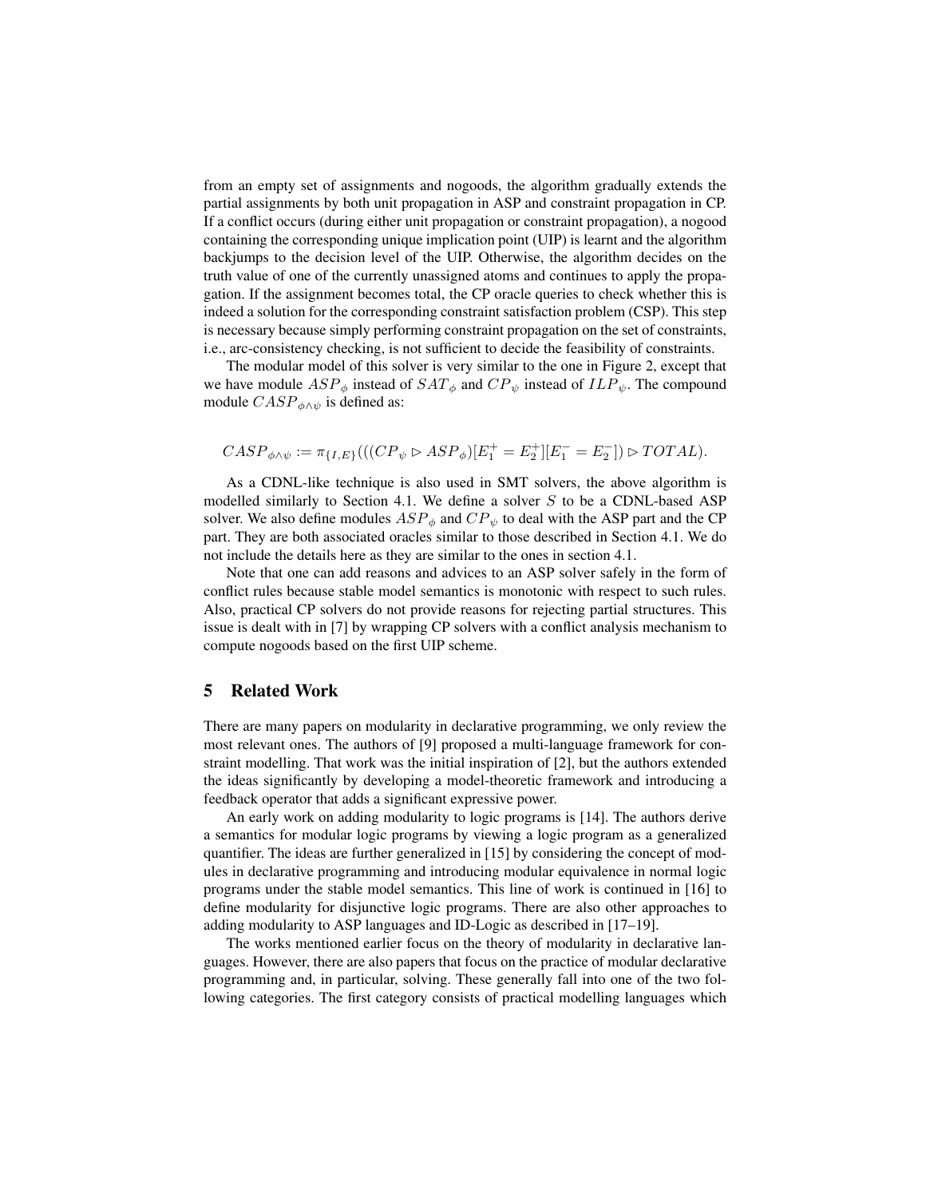from an empty set of assignments and nogoods, the algorithm gradually extends the partial assignments by both unit propagation in ASP and constraint propagation in CP. If a conflict occurs (during either unit propagation or constraint propagation), a nogood containing the corresponding unique implication point (UIP) is learnt and the algorithm backjumps to the decision level of the UIP. Otherwise, the algorithm decides on the truth value of one of the currently unassigned atoms and continues to apply the propagation. If the assignment becomes total, the CP oracle queries to check whether this is indeed a solution for the corresponding constraint satisfaction problem (CSP). This step is necessary because simply performing constraint propagation on the set of constraints, i.e., arc-consistency checking, is not sufficient to decide the feasibility of constraints.

The modular model of this solver is very similar to the one in Figure 2, except that we have module $ASP_\phi$ instead of $SAT_\phi$ and $CP_\psi$ instead of $ILP_\psi$. The compound module $CASP_{\phi\wedge\psi}$ is defined as:

$$CASP_{\phi\wedge\psi} := \pi_{\{I,E\}}(((CP_\psi \rhd ASP_\phi)[E_1^+ = E_2^+][E_1^- = E_2^-]) \rhd TOTAL).$$

As a CDNL-like technique is also used in SMT solvers, the above algorithm is modelled similarly to Section 4.1. We define a solver $S$ to be a CDNL-based ASP solver. We also define modules $ASP_\phi$ and $CP_\psi$ to deal with the ASP part and the CP part. They are both associated oracles similar to those described in Section 4.1. We do not include the details here as they are similar to the ones in section 4.1.

Note that one can add reasons and advices to an ASP solver safely in the form of conflict rules because stable model semantics is monotonic with respect to such rules. Also, practical CP solvers do not provide reasons for rejecting partial structures. This issue is dealt with in [7] by wrapping CP solvers with a conflict analysis mechanism to compute nogoods based on the first UIP scheme.

## 5 Related Work

There are many papers on modularity in declarative programming, we only review the most relevant ones. The authors of [9] proposed a multi-language framework for constraint modelling. That work was the initial inspiration of [2], but the authors extended the ideas significantly by developing a model-theoretic framework and introducing a feedback operator that adds a significant expressive power.

An early work on adding modularity to logic programs is [14]. The authors derive a semantics for modular logic programs by viewing a logic program as a generalized quantifier. The ideas are further generalized in [15] by considering the concept of modules in declarative programming and introducing modular equivalence in normal logic programs under the stable model semantics. This line of work is continued in [16] to define modularity for disjunctive logic programs. There are also other approaches to adding modularity to ASP languages and ID-Logic as described in [17–19].

The works mentioned earlier focus on the theory of modularity in declarative languages. However, there are also papers that focus on the practice of modular declarative programming and, in particular, solving. These generally fall into one of the two following categories. The first category consists of practical modelling languages which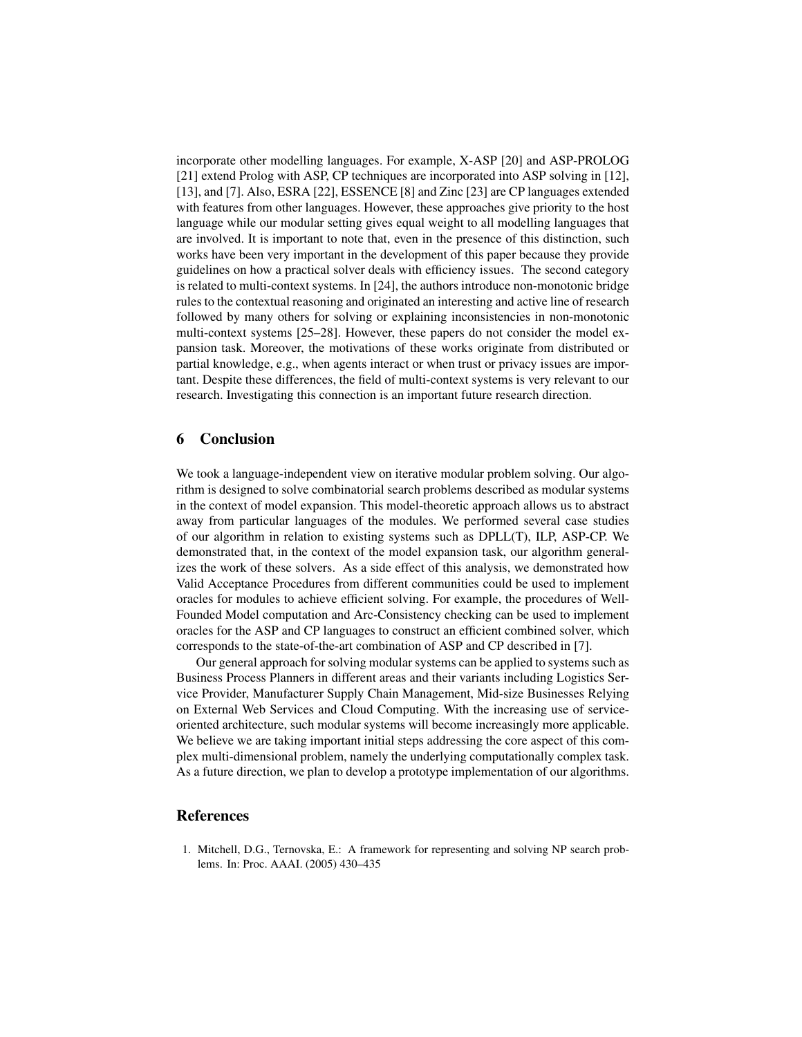incorporate other modelling languages. For example, X-ASP [20] and ASP-PROLOG [21] extend Prolog with ASP, CP techniques are incorporated into ASP solving in [12], [13], and [7]. Also, ESRA [22], ESSENCE [8] and Zinc [23] are CP languages extended with features from other languages. However, these approaches give priority to the host language while our modular setting gives equal weight to all modelling languages that are involved. It is important to note that, even in the presence of this distinction, such works have been very important in the development of this paper because they provide guidelines on how a practical solver deals with efficiency issues. The second category is related to multi-context systems. In [24], the authors introduce non-monotonic bridge rules to the contextual reasoning and originated an interesting and active line of research followed by many others for solving or explaining inconsistencies in non-monotonic multi-context systems [25–28]. However, these papers do not consider the model expansion task. Moreover, the motivations of these works originate from distributed or partial knowledge, e.g., when agents interact or when trust or privacy issues are important. Despite these differences, the field of multi-context systems is very relevant to our research. Investigating this connection is an important future research direction.

## 6 Conclusion

We took a language-independent view on iterative modular problem solving. Our algorithm is designed to solve combinatorial search problems described as modular systems in the context of model expansion. This model-theoretic approach allows us to abstract away from particular languages of the modules. We performed several case studies of our algorithm in relation to existing systems such as DPLL(T), ILP, ASP-CP. We demonstrated that, in the context of the model expansion task, our algorithm generalizes the work of these solvers. As a side effect of this analysis, we demonstrated how Valid Acceptance Procedures from different communities could be used to implement oracles for modules to achieve efficient solving. For example, the procedures of Well-Founded Model computation and Arc-Consistency checking can be used to implement oracles for the ASP and CP languages to construct an efficient combined solver, which corresponds to the state-of-the-art combination of ASP and CP described in [7].

Our general approach for solving modular systems can be applied to systems such as Business Process Planners in different areas and their variants including Logistics Service Provider, Manufacturer Supply Chain Management, Mid-size Businesses Relying on External Web Services and Cloud Computing. With the increasing use of service-oriented architecture, such modular systems will become increasingly more applicable. We believe we are taking important initial steps addressing the core aspect of this complex multi-dimensional problem, namely the underlying computationally complex task. As a future direction, we plan to develop a prototype implementation of our algorithms.

## References

1. Mitchell, D.G., Ternovska, E.: A framework for representing and solving NP search problems. In: Proc. AAAI. (2005) 430–435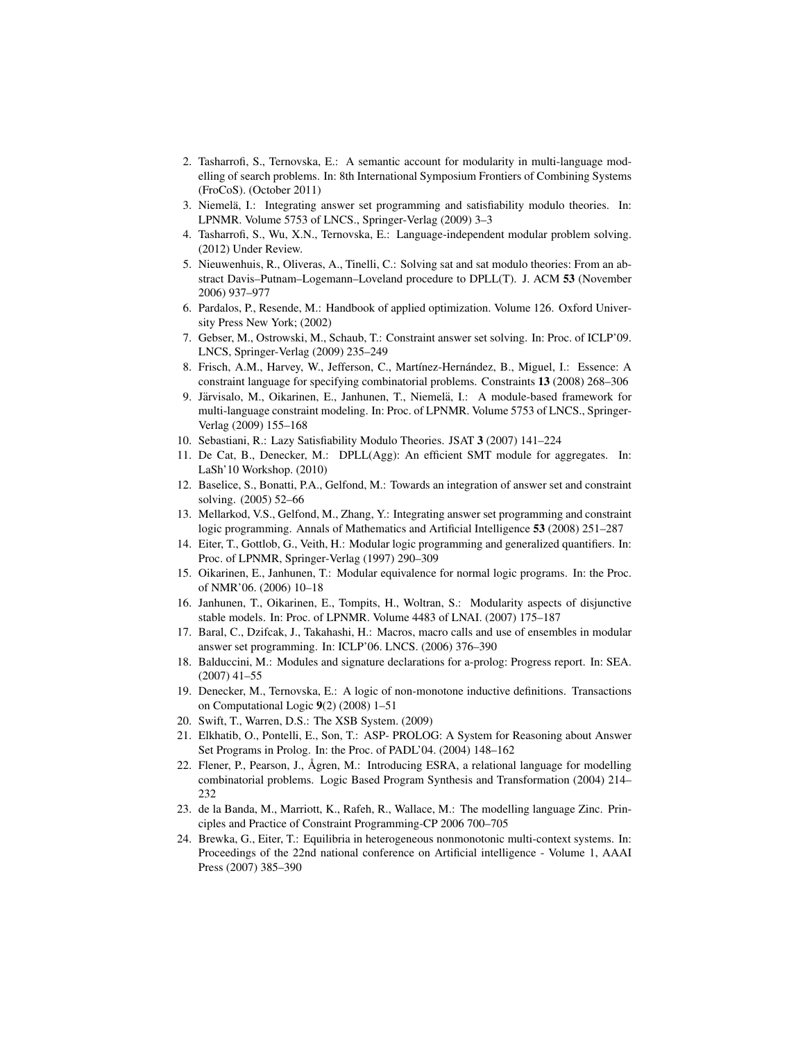2. Tasharrofi, S., Ternovska, E.: A semantic account for modularity in multi-language modelling of search problems. In: 8th International Symposium Frontiers of Combining Systems (FroCoS). (October 2011)
3. Niemelä, I.: Integrating answer set programming and satisfiability modulo theories. In: LPNMR. Volume 5753 of LNCS., Springer-Verlag (2009) 3–3
4. Tasharrofi, S., Wu, X.N., Ternovska, E.: Language-independent modular problem solving. (2012) Under Review.
5. Nieuwenhuis, R., Oliveras, A., Tinelli, C.: Solving sat and sat modulo theories: From an abstract Davis–Putnam–Logemann–Loveland procedure to DPLL(T). J. ACM **53** (November 2006) 937–977
6. Pardalos, P., Resende, M.: Handbook of applied optimization. Volume 126. Oxford University Press New York; (2002)
7. Gebser, M., Ostrowski, M., Schaub, T.: Constraint answer set solving. In: Proc. of ICLP'09. LNCS, Springer-Verlag (2009) 235–249
8. Frisch, A.M., Harvey, W., Jefferson, C., Martínez-Hernández, B., Miguel, I.: Essence: A constraint language for specifying combinatorial problems. Constraints **13** (2008) 268–306
9. Järvisalo, M., Oikarinen, E., Janhunen, T., Niemelä, I.: A module-based framework for multi-language constraint modeling. In: Proc. of LPNMR. Volume 5753 of LNCS., Springer-Verlag (2009) 155–168
10. Sebastiani, R.: Lazy Satisfiability Modulo Theories. JSAT **3** (2007) 141–224
11. De Cat, B., Denecker, M.: DPLL(Agg): An efficient SMT module for aggregates. In: LaSh'10 Workshop. (2010)
12. Baselice, S., Bonatti, P.A., Gelfond, M.: Towards an integration of answer set and constraint solving. (2005) 52–66
13. Mellarkod, V.S., Gelfond, M., Zhang, Y.: Integrating answer set programming and constraint logic programming. Annals of Mathematics and Artificial Intelligence **53** (2008) 251–287
14. Eiter, T., Gottlob, G., Veith, H.: Modular logic programming and generalized quantifiers. In: Proc. of LPNMR, Springer-Verlag (1997) 290–309
15. Oikarinen, E., Janhunen, T.: Modular equivalence for normal logic programs. In: the Proc. of NMR'06. (2006) 10–18
16. Janhunen, T., Oikarinen, E., Tompits, H., Woltran, S.: Modularity aspects of disjunctive stable models. In: Proc. of LPNMR. Volume 4483 of LNAI. (2007) 175–187
17. Baral, C., Dzifcak, J., Takahashi, H.: Macros, macro calls and use of ensembles in modular answer set programming. In: ICLP'06. LNCS. (2006) 376–390
18. Balduccini, M.: Modules and signature declarations for a-prolog: Progress report. In: SEA. (2007) 41–55
19. Denecker, M., Ternovska, E.: A logic of non-monotone inductive definitions. Transactions on Computational Logic **9**(2) (2008) 1–51
20. Swift, T., Warren, D.S.: The XSB System. (2009)
21. Elkhatib, O., Pontelli, E., Son, T.: ASP- PROLOG: A System for Reasoning about Answer Set Programs in Prolog. In: the Proc. of PADL'04. (2004) 148–162
22. Flener, P., Pearson, J., Ågren, M.: Introducing ESRA, a relational language for modelling combinatorial problems. Logic Based Program Synthesis and Transformation (2004) 214–232
23. de la Banda, M., Marriott, K., Rafeh, R., Wallace, M.: The modelling language Zinc. Principles and Practice of Constraint Programming-CP 2006 700–705
24. Brewka, G., Eiter, T.: Equilibria in heterogeneous nonmonotonic multi-context systems. In: Proceedings of the 22nd national conference on Artificial intelligence - Volume 1, AAAI Press (2007) 385–390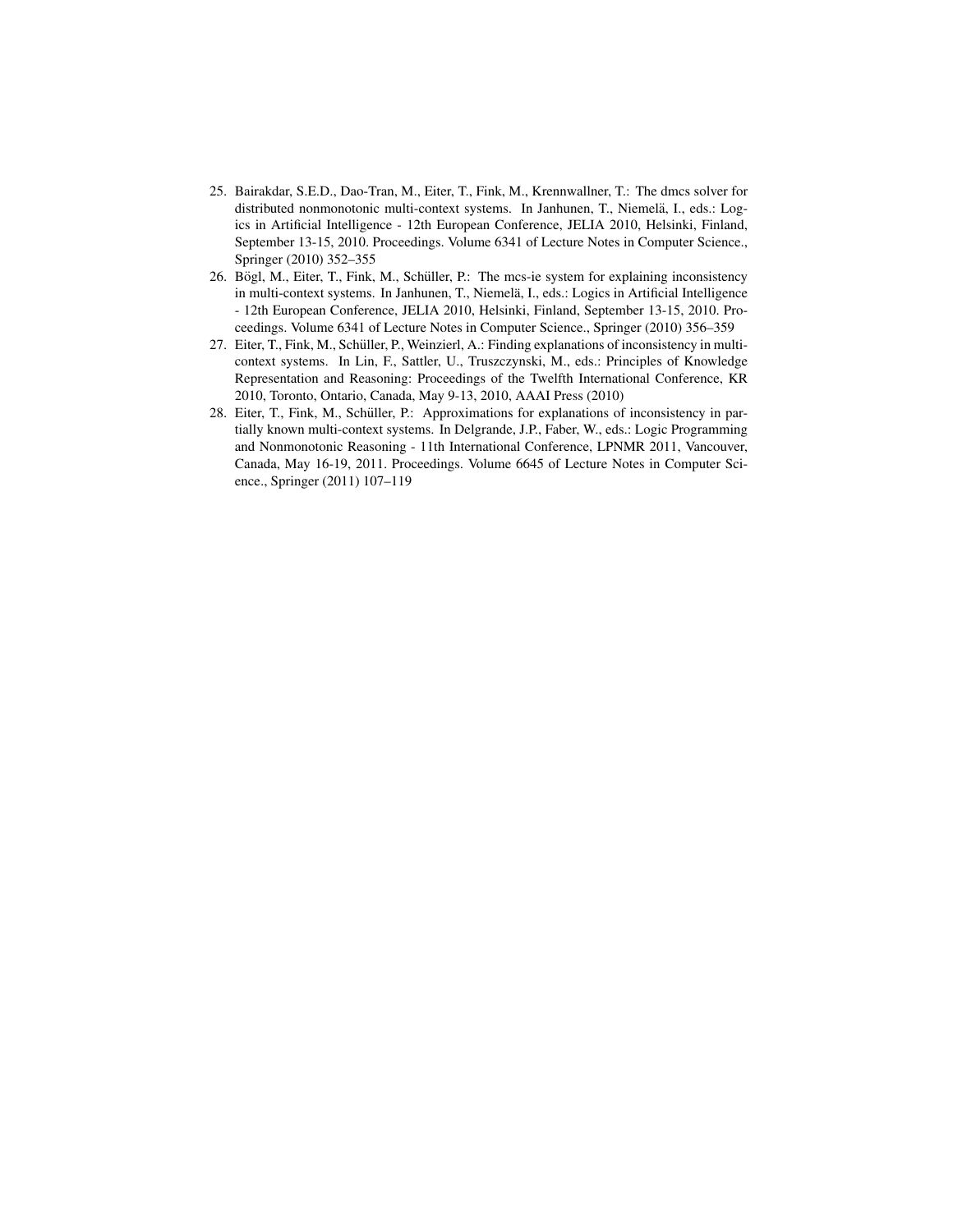25. Bairakdar, S.E.D., Dao-Tran, M., Eiter, T., Fink, M., Krennwallner, T.: The dmcs solver for distributed nonmonotonic multi-context systems. In Janhunen, T., Niemelä, I., eds.: Logics in Artificial Intelligence - 12th European Conference, JELIA 2010, Helsinki, Finland, September 13-15, 2010. Proceedings. Volume 6341 of Lecture Notes in Computer Science., Springer (2010) 352–355
26. Bögl, M., Eiter, T., Fink, M., Schüller, P.: The mcs-ie system for explaining inconsistency in multi-context systems. In Janhunen, T., Niemelä, I., eds.: Logics in Artificial Intelligence - 12th European Conference, JELIA 2010, Helsinki, Finland, September 13-15, 2010. Proceedings. Volume 6341 of Lecture Notes in Computer Science., Springer (2010) 356–359
27. Eiter, T., Fink, M., Schüller, P., Weinzierl, A.: Finding explanations of inconsistency in multi-context systems. In Lin, F., Sattler, U., Truszczynski, M., eds.: Principles of Knowledge Representation and Reasoning: Proceedings of the Twelfth International Conference, KR 2010, Toronto, Ontario, Canada, May 9-13, 2010, AAAI Press (2010)
28. Eiter, T., Fink, M., Schüller, P.: Approximations for explanations of inconsistency in partially known multi-context systems. In Delgrande, J.P., Faber, W., eds.: Logic Programming and Nonmonotonic Reasoning - 11th International Conference, LPNMR 2011, Vancouver, Canada, May 16-19, 2011. Proceedings. Volume 6645 of Lecture Notes in Computer Science., Springer (2011) 107–119